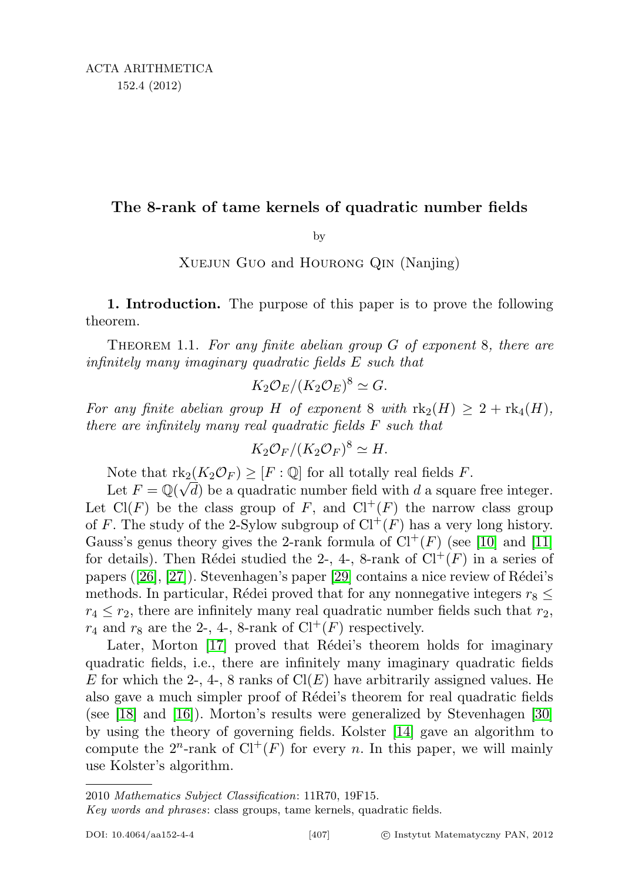# The 8-rank of tame kernels of quadratic number fields

by

Xuejun Guo and Hourong Qin (Nanjing)

**1. Introduction.** The purpose of this paper is to prove the following theorem.

Theorem 1.1. *For any finite abelian group $G$ of exponent* 8, *there are infinitely many imaginary quadratic fields $E$ such that*

$$K_2\mathcal{O}_E/(K_2\mathcal{O}_E)^8 \simeq G.$$

*For any finite abelian group $H$ of exponent* 8 *with* $\mathrm{rk}_2(H) \geq 2 + \mathrm{rk}_4(H)$, *there are infinitely many real quadratic fields $F$ such that*

$$K_2\mathcal{O}_F/(K_2\mathcal{O}_F)^8 \simeq H.$$

Note that $\mathrm{rk}_2(K_2\mathcal{O}_F) \geq [F : \mathbb{Q}]$ for all totally real fields $F$.

Let $F = \mathbb{Q}(\sqrt{d})$ be a quadratic number field with $d$ a square free integer. Let $\mathrm{Cl}(F)$ be the class group of $F$, and $\mathrm{Cl}^+(F)$ the narrow class group of $F$. The study of the 2-Sylow subgroup of $\mathrm{Cl}^+(F)$ has a very long history. Gauss's genus theory gives the 2-rank formula of $\mathrm{Cl}^+(F)$ (see [10] and [11] for details). Then Rédei studied the 2-, 4-, 8-rank of $\mathrm{Cl}^+(F)$ in a series of papers ([26], [27]). Stevenhagen's paper [29] contains a nice review of Rédei's methods. In particular, Rédei proved that for any nonnegative integers $r_8 \leq r_4 \leq r_2$, there are infinitely many real quadratic number fields such that $r_2$, $r_4$ and $r_8$ are the 2-, 4-, 8-rank of $\mathrm{Cl}^+(F)$ respectively.

Later, Morton [17] proved that Rédei's theorem holds for imaginary quadratic fields, i.e., there are infinitely many imaginary quadratic fields $E$ for which the 2-, 4-, 8 ranks of $\mathrm{Cl}(E)$ have arbitrarily assigned values. He also gave a much simpler proof of Rédei's theorem for real quadratic fields (see [18] and [16]). Morton's results were generalized by Stevenhagen [30] by using the theory of governing fields. Kolster [14] gave an algorithm to compute the $2^n$-rank of $\mathrm{Cl}^+(F)$ for every $n$. In this paper, we will mainly use Kolster's algorithm.

2010 *Mathematics Subject Classification*: 11R70, 19F15.

*Key words and phrases*: class groups, tame kernels, quadratic fields.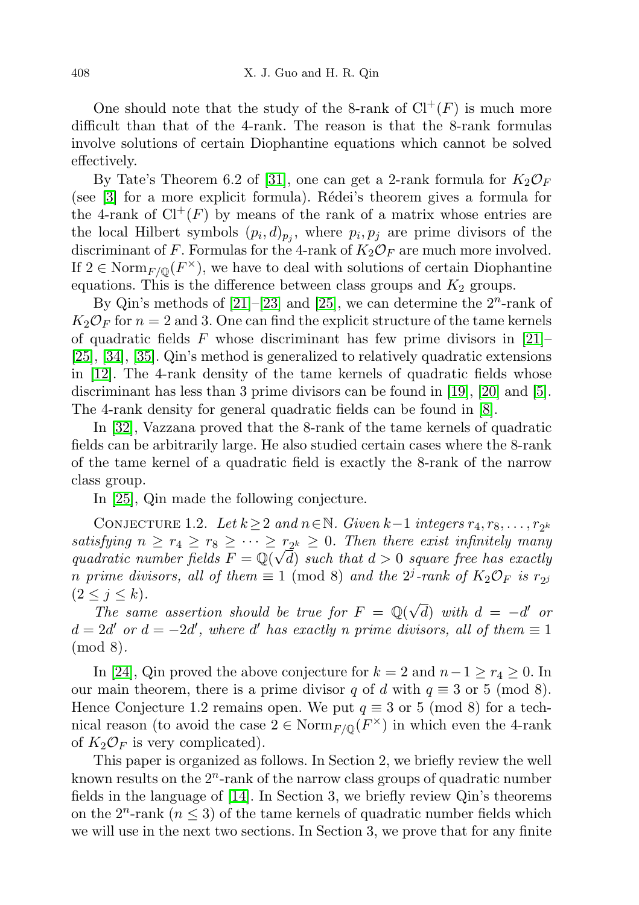One should note that the study of the 8-rank of $\mathrm{Cl}^+(F)$ is much more difficult than that of the 4-rank. The reason is that the 8-rank formulas involve solutions of certain Diophantine equations which cannot be solved effectively.

By Tate's Theorem 6.2 of [31], one can get a 2-rank formula for $K_2\mathcal{O}_F$ (see [3] for a more explicit formula). Rédei's theorem gives a formula for the 4-rank of $\mathrm{Cl}^+(F)$ by means of the rank of a matrix whose entries are the local Hilbert symbols $(p_i, d)_{p_j}$, where $p_i, p_j$ are prime divisors of the discriminant of $F$. Formulas for the 4-rank of $K_2\mathcal{O}_F$ are much more involved. If $2 \in \mathrm{Norm}_{F/\mathbb{Q}}(F^\times)$, we have to deal with solutions of certain Diophantine equations. This is the difference between class groups and $K_2$ groups.

By Qin's methods of [21]–[23] and [25], we can determine the $2^n$-rank of $K_2\mathcal{O}_F$ for $n = 2$ and 3. One can find the explicit structure of the tame kernels of quadratic fields $F$ whose discriminant has few prime divisors in [21]–[25], [34], [35]. Qin's method is generalized to relatively quadratic extensions in [12]. The 4-rank density of the tame kernels of quadratic fields whose discriminant has less than 3 prime divisors can be found in [19], [20] and [5]. The 4-rank density for general quadratic fields can be found in [8].

In [32], Vazzana proved that the 8-rank of the tame kernels of quadratic fields can be arbitrarily large. He also studied certain cases where the 8-rank of the tame kernel of a quadratic field is exactly the 8-rank of the narrow class group.

In [25], Qin made the following conjecture.

Conjecture 1.2. *Let $k \geq 2$ and $n \in \mathbb{N}$. Given $k-1$ integers $r_4, r_8, \ldots, r_{2^k}$ satisfying $n \geq r_4 \geq r_8 \geq \cdots \geq r_{2^k} \geq 0$. Then there exist infinitely many quadratic number fields $F = \mathbb{Q}(\sqrt{d})$ such that $d > 0$ square free has exactly $n$ prime divisors, all of them $\equiv 1 \pmod 8$ and the $2^j$-rank of $K_2\mathcal{O}_F$ is $r_{2^j}$ $(2 \leq j \leq k)$.*

*The same assertion should be true for $F = \mathbb{Q}(\sqrt{d})$ with $d = -d'$ or $d = 2d'$ or $d = -2d'$, where $d'$ has exactly $n$ prime divisors, all of them $\equiv 1 \pmod 8$.*

In [24], Qin proved the above conjecture for $k = 2$ and $n - 1 \geq r_4 \geq 0$. In our main theorem, there is a prime divisor $q$ of $d$ with $q \equiv 3$ or $5 \pmod 8$. Hence Conjecture 1.2 remains open. We put $q \equiv 3$ or $5 \pmod 8$ for a technical reason (to avoid the case $2 \in \mathrm{Norm}_{F/\mathbb{Q}}(F^\times)$ in which even the 4-rank of $K_2\mathcal{O}_F$ is very complicated).

This paper is organized as follows. In Section 2, we briefly review the well known results on the $2^n$-rank of the narrow class groups of quadratic number fields in the language of [14]. In Section 3, we briefly review Qin's theorems on the $2^n$-rank $(n \leq 3)$ of the tame kernels of quadratic number fields which we will use in the next two sections. In Section 3, we prove that for any finite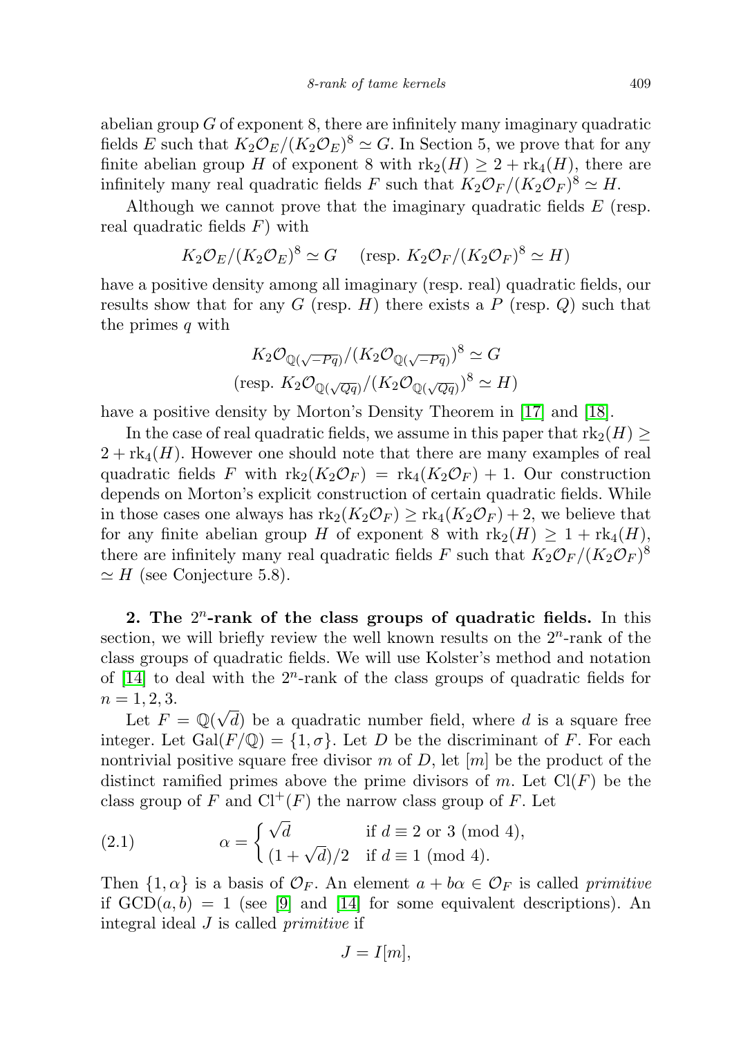abelian group $G$ of exponent 8, there are infinitely many imaginary quadratic fields $E$ such that $K_2\mathcal{O}_E/(K_2\mathcal{O}_E)^8 \simeq G$. In Section 5, we prove that for any finite abelian group $H$ of exponent 8 with $\mathrm{rk}_2(H) \geq 2 + \mathrm{rk}_4(H)$, there are infinitely many real quadratic fields $F$ such that $K_2\mathcal{O}_F/(K_2\mathcal{O}_F)^8 \simeq H$.

Although we cannot prove that the imaginary quadratic fields $E$ (resp. real quadratic fields $F$) with

$$K_2\mathcal{O}_E/(K_2\mathcal{O}_E)^8 \simeq G \quad (\text{resp. } K_2\mathcal{O}_F/(K_2\mathcal{O}_F)^8 \simeq H)$$

have a positive density among all imaginary (resp. real) quadratic fields, our results show that for any $G$ (resp. $H$) there exists a $P$ (resp. $Q$) such that the primes $q$ with

$$K_2\mathcal{O}_{\mathbb{Q}(\sqrt{-Pq})}/(K_2\mathcal{O}_{\mathbb{Q}(\sqrt{-Pq})})^8 \simeq G$$
$$(\text{resp. } K_2\mathcal{O}_{\mathbb{Q}(\sqrt{Qq})}/(K_2\mathcal{O}_{\mathbb{Q}(\sqrt{Qq})})^8 \simeq H)$$

have a positive density by Morton's Density Theorem in [17] and [18].

In the case of real quadratic fields, we assume in this paper that $\mathrm{rk}_2(H) \geq 2 + \mathrm{rk}_4(H)$. However one should note that there are many examples of real quadratic fields $F$ with $\mathrm{rk}_2(K_2\mathcal{O}_F) = \mathrm{rk}_4(K_2\mathcal{O}_F) + 1$. Our construction depends on Morton's explicit construction of certain quadratic fields. While in those cases one always has $\mathrm{rk}_2(K_2\mathcal{O}_F) \geq \mathrm{rk}_4(K_2\mathcal{O}_F) + 2$, we believe that for any finite abelian group $H$ of exponent 8 with $\mathrm{rk}_2(H) \geq 1 + \mathrm{rk}_4(H)$, there are infinitely many real quadratic fields $F$ such that $K_2\mathcal{O}_F/(K_2\mathcal{O}_F)^8 \simeq H$ (see Conjecture 5.8).

**2. The $2^n$-rank of the class groups of quadratic fields.** In this section, we will briefly review the well known results on the $2^n$-rank of the class groups of quadratic fields. We will use Kolster's method and notation of [14] to deal with the $2^n$-rank of the class groups of quadratic fields for $n = 1, 2, 3$.

Let $F = \mathbb{Q}(\sqrt{d})$ be a quadratic number field, where $d$ is a square free integer. Let $\mathrm{Gal}(F/\mathbb{Q}) = \{1, \sigma\}$. Let $D$ be the discriminant of $F$. For each nontrivial positive square free divisor $m$ of $D$, let $[m]$ be the product of the distinct ramified primes above the prime divisors of $m$. Let $\mathrm{Cl}(F)$ be the class group of $F$ and $\mathrm{Cl}^+(F)$ the narrow class group of $F$. Let

$$\alpha = \begin{cases} \sqrt{d} & \text{if } d \equiv 2 \text{ or } 3 \pmod 4, \\ (1+\sqrt{d})/2 & \text{if } d \equiv 1 \pmod 4. \end{cases} \tag{2.1}$$

Then $\{1, \alpha\}$ is a basis of $\mathcal{O}_F$. An element $a + b\alpha \in \mathcal{O}_F$ is called *primitive* if $\mathrm{GCD}(a, b) = 1$ (see [9] and [14] for some equivalent descriptions). An integral ideal $J$ is called *primitive* if

$$J = I[m],$$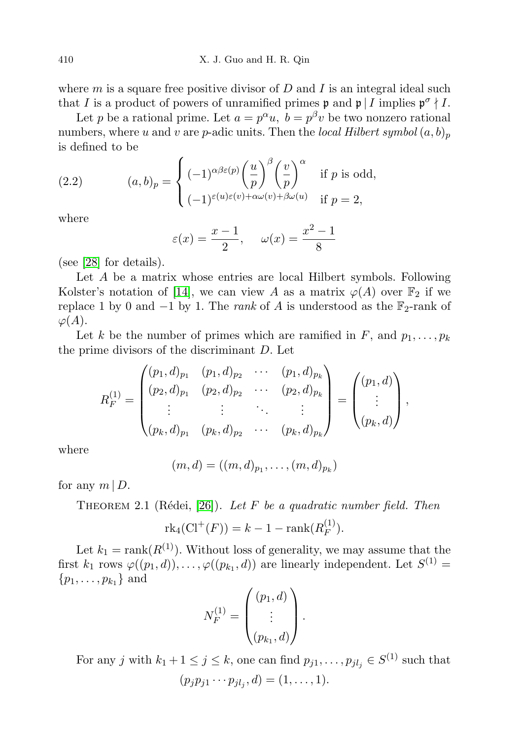where $m$ is a square free positive divisor of $D$ and $I$ is an integral ideal such that $I$ is a product of powers of unramified primes $\mathfrak{p}$ and $\mathfrak{p} \mid I$ implies $\mathfrak{p}^\sigma \nmid I$.

Let $p$ be a rational prime. Let $a = p^\alpha u,\ b = p^\beta v$ be two nonzero rational numbers, where $u$ and $v$ are $p$-adic units. Then the *local Hilbert symbol* $(a,b)_p$ is defined to be

$$(a,b)_p = \begin{cases} (-1)^{\alpha\beta\varepsilon(p)} \left(\dfrac{u}{p}\right)^\beta \left(\dfrac{v}{p}\right)^\alpha & \text{if } p \text{ is odd}, \\ (-1)^{\varepsilon(u)\varepsilon(v)+\alpha\omega(v)+\beta\omega(u)} & \text{if } p = 2, \end{cases} \tag{2.2}$$

where

$$\varepsilon(x) = \frac{x-1}{2}, \qquad \omega(x) = \frac{x^2-1}{8}$$

(see [28] for details).

Let $A$ be a matrix whose entries are local Hilbert symbols. Following Kolster's notation of [14], we can view $A$ as a matrix $\varphi(A)$ over $\mathbb{F}_2$ if we replace 1 by 0 and $-1$ by 1. The *rank* of $A$ is understood as the $\mathbb{F}_2$-rank of $\varphi(A)$.

Let $k$ be the number of primes which are ramified in $F$, and $p_1, \ldots, p_k$ the prime divisors of the discriminant $D$. Let

$$R_F^{(1)} = \begin{pmatrix} (p_1,d)_{p_1} & (p_1,d)_{p_2} & \cdots & (p_1,d)_{p_k} \\ (p_2,d)_{p_1} & (p_2,d)_{p_2} & \cdots & (p_2,d)_{p_k} \\ \vdots & \vdots & \ddots & \vdots \\ (p_k,d)_{p_1} & (p_k,d)_{p_2} & \cdots & (p_k,d)_{p_k} \end{pmatrix} = \begin{pmatrix} (p_1,d) \\ \vdots \\ (p_k,d) \end{pmatrix},$$

where

$$(m,d) = ((m,d)_{p_1}, \ldots, (m,d)_{p_k})$$

for any $m \mid D$.

THEOREM 2.1 (Rédei, [26]). *Let $F$ be a quadratic number field. Then*

$$\mathrm{rk}_4(\mathrm{Cl}^+(F)) = k - 1 - \mathrm{rank}(R_F^{(1)}).$$

Let $k_1 = \mathrm{rank}(R^{(1)})$. Without loss of generality, we may assume that the first $k_1$ rows $\varphi((p_1,d)), \ldots, \varphi((p_{k_1},d))$ are linearly independent. Let $S^{(1)} = \{p_1, \ldots, p_{k_1}\}$ and

$$N_F^{(1)} = \begin{pmatrix} (p_1,d) \\ \vdots \\ (p_{k_1},d) \end{pmatrix}.$$

For any $j$ with $k_1 + 1 \le j \le k$, one can find $p_{j1}, \ldots, p_{jl_j} \in S^{(1)}$ such that

$$(p_j p_{j1} \cdots p_{jl_j}, d) = (1, \ldots, 1).$$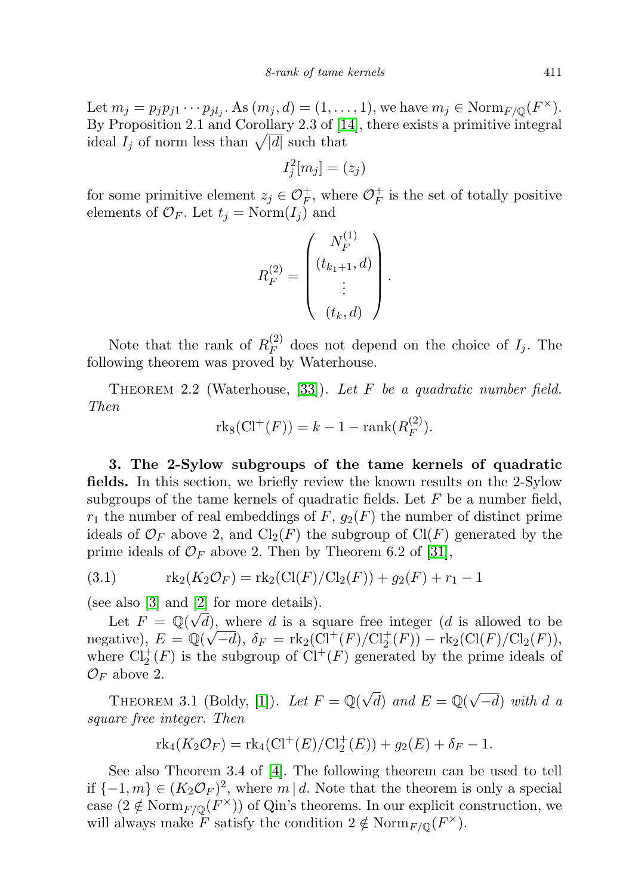Let $m_j = p_j p_{j1} \cdots p_{jl_j}$. As $(m_j, d) = (1, \ldots, 1)$, we have $m_j \in \mathrm{Norm}_{F/\mathbb{Q}}(F^\times)$. By Proposition 2.1 and Corollary 2.3 of [14], there exists a primitive integral ideal $I_j$ of norm less than $\sqrt{|d|}$ such that

$$I_j^2[m_j] = (z_j)$$

for some primitive element $z_j \in \mathcal{O}_F^+$, where $\mathcal{O}_F^+$ is the set of totally positive elements of $\mathcal{O}_F$. Let $t_j = \mathrm{Norm}(I_j)$ and

$$R_F^{(2)} = \begin{pmatrix} N_F^{(1)} \\ (t_{k_1+1}, d) \\ \vdots \\ (t_k, d) \end{pmatrix}.$$

Note that the rank of $R_F^{(2)}$ does not depend on the choice of $I_j$. The following theorem was proved by Waterhouse.

Theorem 2.2 (Waterhouse, [33]). *Let $F$ be a quadratic number field. Then*

$$\mathrm{rk}_8(\mathrm{Cl}^+(F)) = k - 1 - \mathrm{rank}(R_F^{(2)}).$$

**3. The 2-Sylow subgroups of the tame kernels of quadratic fields.** In this section, we briefly review the known results on the 2-Sylow subgroups of the tame kernels of quadratic fields. Let $F$ be a number field, $r_1$ the number of real embeddings of $F$, $g_2(F)$ the number of distinct prime ideals of $\mathcal{O}_F$ above 2, and $\mathrm{Cl}_2(F)$ the subgroup of $\mathrm{Cl}(F)$ generated by the prime ideals of $\mathcal{O}_F$ above 2. Then by Theorem 6.2 of [31],

$$\mathrm{rk}_2(K_2\mathcal{O}_F) = \mathrm{rk}_2(\mathrm{Cl}(F)/\mathrm{Cl}_2(F)) + g_2(F) + r_1 - 1 \tag{3.1}$$

(see also [3] and [2] for more details).

Let $F = \mathbb{Q}(\sqrt{d})$, where $d$ is a square free integer ($d$ is allowed to be negative), $E = \mathbb{Q}(\sqrt{-d})$, $\delta_F = \mathrm{rk}_2(\mathrm{Cl}^+(F)/\mathrm{Cl}_2^+(F)) - \mathrm{rk}_2(\mathrm{Cl}(F)/\mathrm{Cl}_2(F))$, where $\mathrm{Cl}_2^+(F)$ is the subgroup of $\mathrm{Cl}^+(F)$ generated by the prime ideals of $\mathcal{O}_F$ above 2.

Theorem 3.1 (Boldy, [1]). *Let $F = \mathbb{Q}(\sqrt{d})$ and $E = \mathbb{Q}(\sqrt{-d})$ with $d$ a square free integer. Then*

$$\mathrm{rk}_4(K_2\mathcal{O}_F) = \mathrm{rk}_4(\mathrm{Cl}^+(E)/\mathrm{Cl}_2^+(E)) + g_2(E) + \delta_F - 1.$$

See also Theorem 3.4 of [4]. The following theorem can be used to tell if $\{-1, m\} \in (K_2\mathcal{O}_F)^2$, where $m \mid d$. Note that the theorem is only a special case ($2 \notin \mathrm{Norm}_{F/\mathbb{Q}}(F^\times)$) of Qin's theorems. In our explicit construction, we will always make $F$ satisfy the condition $2 \notin \mathrm{Norm}_{F/\mathbb{Q}}(F^\times)$.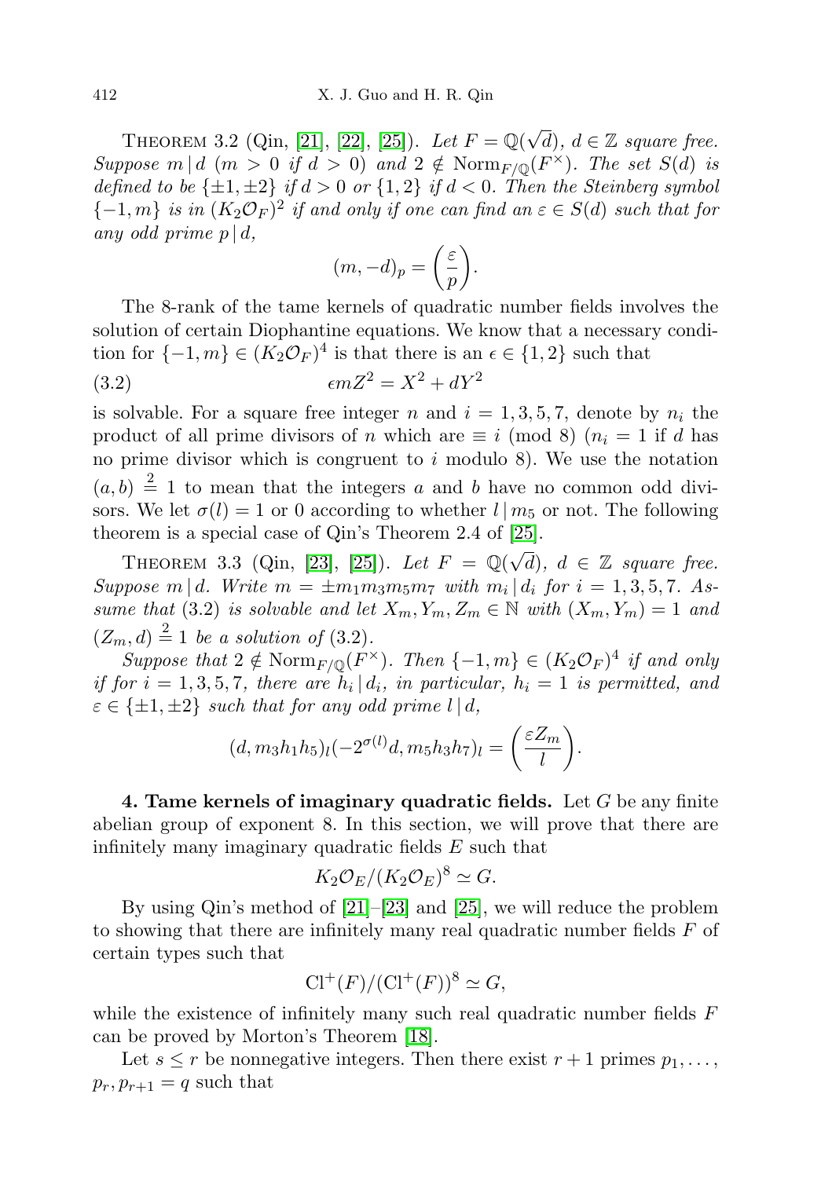THEOREM 3.2 (Qin, [21], [22], [25]). *Let $F = \mathbb{Q}(\sqrt{d})$, $d \in \mathbb{Z}$ square free. Suppose $m \mid d$ ($m > 0$ if $d > 0$) and $2 \notin \mathrm{Norm}_{F/\mathbb{Q}}(F^{\times})$. The set $S(d)$ is defined to be $\{\pm 1, \pm 2\}$ if $d > 0$ or $\{1, 2\}$ if $d < 0$. Then the Steinberg symbol $\{-1, m\}$ is in $(K_2\mathcal{O}_F)^2$ if and only if one can find an $\varepsilon \in S(d)$ such that for any odd prime $p \mid d$,*

$$(m, -d)_p = \left(\frac{\varepsilon}{p}\right).$$

The 8-rank of the tame kernels of quadratic number fields involves the solution of certain Diophantine equations. We know that a necessary condition for $\{-1, m\} \in (K_2\mathcal{O}_F)^4$ is that there is an $\epsilon \in \{1, 2\}$ such that

$$\epsilon m Z^2 = X^2 + dY^2 \tag{3.2}$$

is solvable. For a square free integer $n$ and $i = 1, 3, 5, 7$, denote by $n_i$ the product of all prime divisors of $n$ which are $\equiv i \pmod 8$ ($n_i = 1$ if $d$ has no prime divisor which is congruent to $i$ modulo 8). We use the notation $(a, b) \stackrel{2}{=} 1$ to mean that the integers $a$ and $b$ have no common odd divisors. We let $\sigma(l) = 1$ or $0$ according to whether $l \mid m_5$ or not. The following theorem is a special case of Qin's Theorem 2.4 of [25].

THEOREM 3.3 (Qin, [23], [25]). *Let $F = \mathbb{Q}(\sqrt{d})$, $d \in \mathbb{Z}$ square free. Suppose $m \mid d$. Write $m = \pm m_1 m_3 m_5 m_7$ with $m_i \mid d_i$ for $i = 1, 3, 5, 7$. Assume that (3.2) is solvable and let $X_m, Y_m, Z_m \in \mathbb{N}$ with $(X_m, Y_m) = 1$ and $(Z_m, d) \stackrel{2}{=} 1$ be a solution of (3.2).*

*Suppose that $2 \notin \mathrm{Norm}_{F/\mathbb{Q}}(F^{\times})$. Then $\{-1, m\} \in (K_2\mathcal{O}_F)^4$ if and only if for $i = 1, 3, 5, 7$, there are $h_i \mid d_i$, in particular, $h_i = 1$ is permitted, and $\varepsilon \in \{\pm 1, \pm 2\}$ such that for any odd prime $l \mid d$,*

$$(d, m_3 h_1 h_5)_l (-2^{\sigma(l)} d, m_5 h_3 h_7)_l = \left(\frac{\varepsilon Z_m}{l}\right).$$

**4. Tame kernels of imaginary quadratic fields.** Let $G$ be any finite abelian group of exponent 8. In this section, we will prove that there are infinitely many imaginary quadratic fields $E$ such that

$$K_2\mathcal{O}_E/(K_2\mathcal{O}_E)^8 \simeq G.$$

By using Qin's method of [21]–[23] and [25], we will reduce the problem to showing that there are infinitely many real quadratic number fields $F$ of certain types such that

$$\mathrm{Cl}^+(F)/(\mathrm{Cl}^+(F))^8 \simeq G,$$

while the existence of infinitely many such real quadratic number fields $F$ can be proved by Morton's Theorem [18].

Let $s \leq r$ be nonnegative integers. Then there exist $r + 1$ primes $p_1, \ldots, p_r, p_{r+1} = q$ such that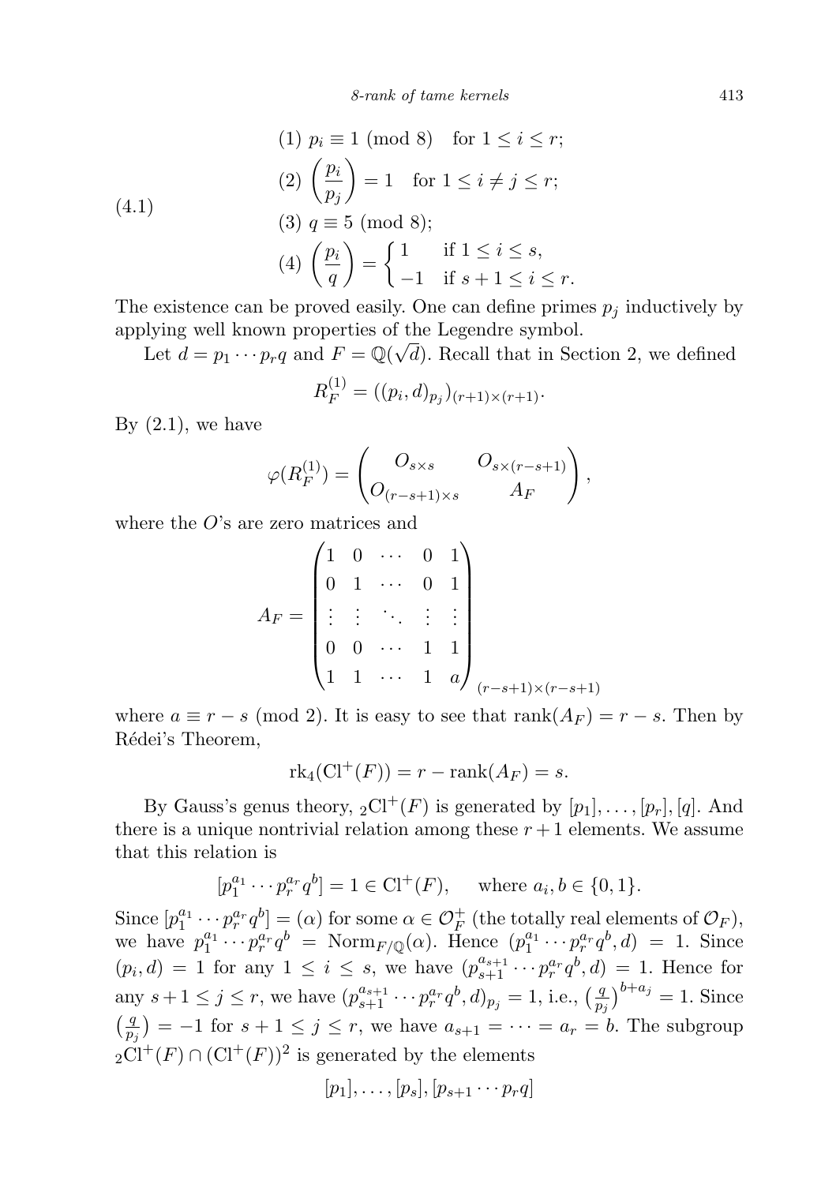$$(4.1)\quad \begin{aligned} &(1)\ p_i \equiv 1 \pmod 8 \quad \text{for } 1 \le i \le r;\\ &(2)\ \left(\frac{p_i}{p_j}\right) = 1 \quad \text{for } 1 \le i \ne j \le r;\\ &(3)\ q \equiv 5 \pmod 8;\\ &(4)\ \left(\frac{p_i}{q}\right) = \begin{cases} 1 & \text{if } 1 \le i \le s,\\ -1 & \text{if } s+1 \le i \le r.\end{cases}\end{aligned}$$

The existence can be proved easily. One can define primes $p_j$ inductively by applying well known properties of the Legendre symbol.

Let $d = p_1 \cdots p_r q$ and $F = \mathbb{Q}(\sqrt{d})$. Recall that in Section 2, we defined

$$R_F^{(1)} = ((p_i, d)_{p_j})_{(r+1)\times(r+1)}.$$

By (2.1), we have

$$\varphi(R_F^{(1)}) = \begin{pmatrix} O_{s\times s} & O_{s\times(r-s+1)} \\ O_{(r-s+1)\times s} & A_F \end{pmatrix},$$

where the $O$'s are zero matrices and

$$A_F = \begin{pmatrix} 1 & 0 & \cdots & 0 & 1 \\ 0 & 1 & \cdots & 0 & 1 \\ \vdots & \vdots & \ddots & \vdots & \vdots \\ 0 & 0 & \cdots & 1 & 1 \\ 1 & 1 & \cdots & 1 & a \end{pmatrix}_{(r-s+1)\times(r-s+1)}$$

where $a \equiv r - s \pmod 2$. It is easy to see that $\mathrm{rank}(A_F) = r - s$. Then by Rédei's Theorem,

$$\mathrm{rk}_4(\mathrm{Cl}^+(F)) = r - \mathrm{rank}(A_F) = s.$$

By Gauss's genus theory, ${}_2\mathrm{Cl}^+(F)$ is generated by $[p_1], \ldots, [p_r], [q]$. And there is a unique nontrivial relation among these $r+1$ elements. We assume that this relation is

$$[p_1^{a_1} \cdots p_r^{a_r} q^b] = 1 \in \mathrm{Cl}^+(F), \qquad \text{where } a_i, b \in \{0, 1\}.$$

Since $[p_1^{a_1} \cdots p_r^{a_r} q^b] = (\alpha)$ for some $\alpha \in \mathcal{O}_F^+$ (the totally real elements of $\mathcal{O}_F$), we have $p_1^{a_1} \cdots p_r^{a_r} q^b = \mathrm{Norm}_{F/\mathbb{Q}}(\alpha)$. Hence $(p_1^{a_1} \cdots p_r^{a_r} q^b, d) = 1$. Since $(p_i, d) = 1$ for any $1 \le i \le s$, we have $(p_{s+1}^{a_{s+1}} \cdots p_r^{a_r} q^b, d) = 1$. Hence for any $s+1 \le j \le r$, we have $(p_{s+1}^{a_{s+1}} \cdots p_r^{a_r} q^b, d)_{p_j} = 1$, i.e., $\left(\frac{q}{p_j}\right)^{b+a_j} = 1$. Since $\left(\frac{q}{p_j}\right) = -1$ for $s+1 \le j \le r$, we have $a_{s+1} = \cdots = a_r = b$. The subgroup ${}_2\mathrm{Cl}^+(F) \cap (\mathrm{Cl}^+(F))^2$ is generated by the elements

$$[p_1], \ldots, [p_s], [p_{s+1} \cdots p_r q]$$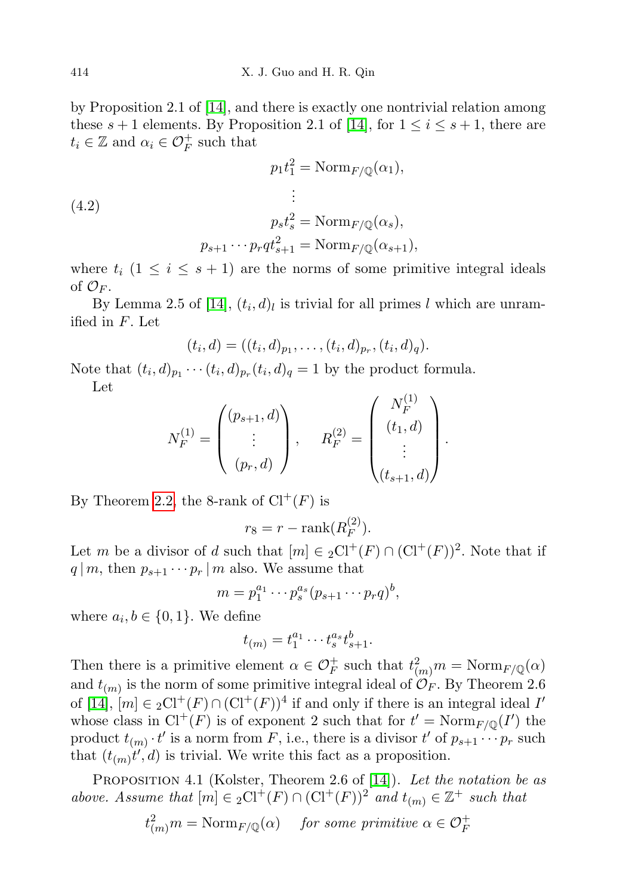by Proposition 2.1 of [14], and there is exactly one nontrivial relation among these $s+1$ elements. By Proposition 2.1 of [14], for $1 \le i \le s+1$, there are $t_i \in \mathbb{Z}$ and $\alpha_i \in \mathcal{O}_F^+$ such that

$$
\begin{aligned}
p_1 t_1^2 &= \mathrm{Norm}_{F/\mathbb{Q}}(\alpha_1),\\
&\ \ \vdots\\
p_s t_s^2 &= \mathrm{Norm}_{F/\mathbb{Q}}(\alpha_s),\\
p_{s+1}\cdots p_r q t_{s+1}^2 &= \mathrm{Norm}_{F/\mathbb{Q}}(\alpha_{s+1}),
\end{aligned} \tag{4.2}
$$

where $t_i$ $(1 \le i \le s+1)$ are the norms of some primitive integral ideals of $\mathcal{O}_F$.

By Lemma 2.5 of [14], $(t_i, d)_l$ is trivial for all primes $l$ which are unramified in $F$. Let

$$(t_i, d) = ((t_i, d)_{p_1}, \ldots, (t_i, d)_{p_r}, (t_i, d)_q).$$

Note that $(t_i, d)_{p_1} \cdots (t_i, d)_{p_r} (t_i, d)_q = 1$ by the product formula.

Let

$$N_F^{(1)} = \begin{pmatrix} (p_{s+1}, d) \\ \vdots \\ (p_r, d) \end{pmatrix}, \quad R_F^{(2)} = \begin{pmatrix} N_F^{(1)} \\ (t_1, d) \\ \vdots \\ (t_{s+1}, d) \end{pmatrix}.$$

By Theorem 2.2, the 8-rank of $\mathrm{Cl}^+(F)$ is

$$r_8 = r - \mathrm{rank}(R_F^{(2)}).$$

Let $m$ be a divisor of $d$ such that $[m] \in {}_2\mathrm{Cl}^+(F) \cap (\mathrm{Cl}^+(F))^2$. Note that if $q \mid m$, then $p_{s+1} \cdots p_r \mid m$ also. We assume that

$$m = p_1^{a_1} \cdots p_s^{a_s} (p_{s+1} \cdots p_r q)^b,$$

where $a_i, b \in \{0, 1\}$. We define

$$t_{(m)} = t_1^{a_1} \cdots t_s^{a_s} t_{s+1}^b.$$

Then there is a primitive element $\alpha \in \mathcal{O}_F^+$ such that $t_{(m)}^2 m = \mathrm{Norm}_{F/\mathbb{Q}}(\alpha)$ and $t_{(m)}$ is the norm of some primitive integral ideal of $\mathcal{O}_F$. By Theorem 2.6 of [14], $[m] \in {}_2\mathrm{Cl}^+(F) \cap (\mathrm{Cl}^+(F))^4$ if and only if there is an integral ideal $I'$ whose class in $\mathrm{Cl}^+(F)$ is of exponent 2 such that for $t' = \mathrm{Norm}_{F/\mathbb{Q}}(I')$ the product $t_{(m)} \cdot t'$ is a norm from $F$, i.e., there is a divisor $t'$ of $p_{s+1} \cdots p_r$ such that $(t_{(m)} t', d)$ is trivial. We write this fact as a proposition.

**Proposition 4.1** (Kolster, Theorem 2.6 of [14]). *Let the notation be as above. Assume that $[m] \in {}_2\mathrm{Cl}^+(F) \cap (\mathrm{Cl}^+(F))^2$ and $t_{(m)} \in \mathbb{Z}^+$ such that*

$$t_{(m)}^2 m = \mathrm{Norm}_{F/\mathbb{Q}}(\alpha) \quad \textit{for some primitive } \alpha \in \mathcal{O}_F^+$$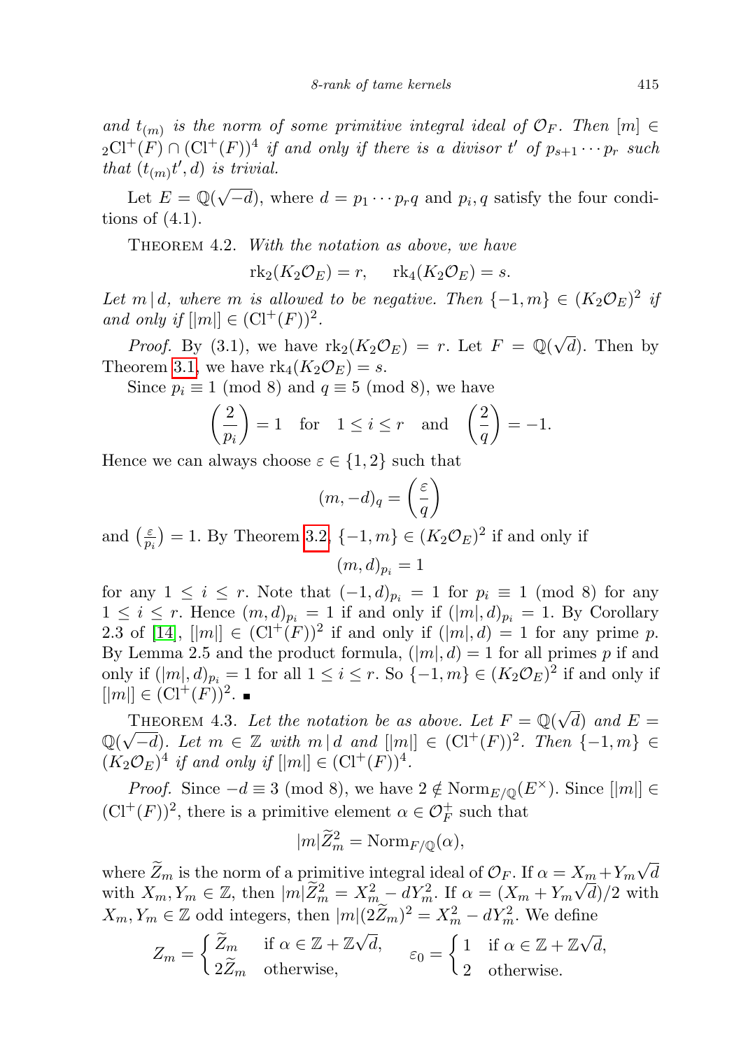*and $t_{(m)}$ is the norm of some primitive integral ideal of $\mathcal{O}_F$. Then $[m] \in {}_2\mathrm{Cl}^+(F) \cap (\mathrm{Cl}^+(F))^4$ if and only if there is a divisor $t'$ of $p_{s+1} \cdots p_r$ such that $(t_{(m)}t', d)$ is trivial.*

Let $E = \mathbb{Q}(\sqrt{-d})$, where $d = p_1 \cdots p_r q$ and $p_i, q$ satisfy the four conditions of (4.1).

Theorem 4.2. *With the notation as above, we have*

$$\mathrm{rk}_2(K_2\mathcal{O}_E) = r, \quad \mathrm{rk}_4(K_2\mathcal{O}_E) = s.$$

*Let $m \mid d$, where $m$ is allowed to be negative. Then $\{-1, m\} \in (K_2\mathcal{O}_E)^2$ if and only if $[|m|] \in (\mathrm{Cl}^+(F))^2$.*

*Proof.* By (3.1), we have $\mathrm{rk}_2(K_2\mathcal{O}_E) = r$. Let $F = \mathbb{Q}(\sqrt{d})$. Then by Theorem 3.1, we have $\mathrm{rk}_4(K_2\mathcal{O}_E) = s$.

Since $p_i \equiv 1 \pmod 8$ and $q \equiv 5 \pmod 8$, we have

$$\left(\frac{2}{p_i}\right) = 1 \quad \text{for} \quad 1 \le i \le r \quad \text{and} \quad \left(\frac{2}{q}\right) = -1.$$

Hence we can always choose $\varepsilon \in \{1, 2\}$ such that

$$(m, -d)_q = \left(\frac{\varepsilon}{q}\right)$$

and $\left(\frac{\varepsilon}{p_i}\right) = 1$. By Theorem 3.2, $\{-1, m\} \in (K_2\mathcal{O}_E)^2$ if and only if

$$(m, d)_{p_i} = 1$$

for any $1 \le i \le r$. Note that $(-1, d)_{p_i} = 1$ for $p_i \equiv 1 \pmod 8$ for any $1 \le i \le r$. Hence $(m, d)_{p_i} = 1$ if and only if $(|m|, d)_{p_i} = 1$. By Corollary 2.3 of [14], $[|m|] \in (\mathrm{Cl}^+(F))^2$ if and only if $(|m|, d) = 1$ for any prime $p$. By Lemma 2.5 and the product formula, $(|m|, d) = 1$ for all primes $p$ if and only if $(|m|, d)_{p_i} = 1$ for all $1 \le i \le r$. So $\{-1, m\} \in (K_2\mathcal{O}_E)^2$ if and only if $[|m|] \in (\mathrm{Cl}^+(F))^2$. ∎

Theorem 4.3. *Let the notation be as above. Let $F = \mathbb{Q}(\sqrt{d})$ and $E = \mathbb{Q}(\sqrt{-d})$. Let $m \in \mathbb{Z}$ with $m \mid d$ and $[|m|] \in (\mathrm{Cl}^+(F))^2$. Then $\{-1, m\} \in (K_2\mathcal{O}_E)^4$ if and only if $[|m|] \in (\mathrm{Cl}^+(F))^4$.*

*Proof.* Since $-d \equiv 3 \pmod 8$, we have $2 \notin \mathrm{Norm}_{E/\mathbb{Q}}(E^\times)$. Since $[|m|] \in (\mathrm{Cl}^+(F))^2$, there is a primitive element $\alpha \in \mathcal{O}_F^+$ such that

$$|m|\widetilde{Z}_m^2 = \mathrm{Norm}_{F/\mathbb{Q}}(\alpha),$$

where $\widetilde{Z}_m$ is the norm of a primitive integral ideal of $\mathcal{O}_F$. If $\alpha = X_m + Y_m\sqrt{d}$ with $X_m, Y_m \in \mathbb{Z}$, then $|m|\widetilde{Z}_m^2 = X_m^2 - dY_m^2$. If $\alpha = (X_m + Y_m\sqrt{d})/2$ with $X_m, Y_m \in \mathbb{Z}$ odd integers, then $|m|(2\widetilde{Z}_m)^2 = X_m^2 - dY_m^2$. We define

$$Z_m = \begin{cases} \widetilde{Z}_m & \text{if } \alpha \in \mathbb{Z} + \mathbb{Z}\sqrt{d}, \\ 2\widetilde{Z}_m & \text{otherwise}, \end{cases} \qquad \varepsilon_0 = \begin{cases} 1 & \text{if } \alpha \in \mathbb{Z} + \mathbb{Z}\sqrt{d}, \\ 2 & \text{otherwise}. \end{cases}$$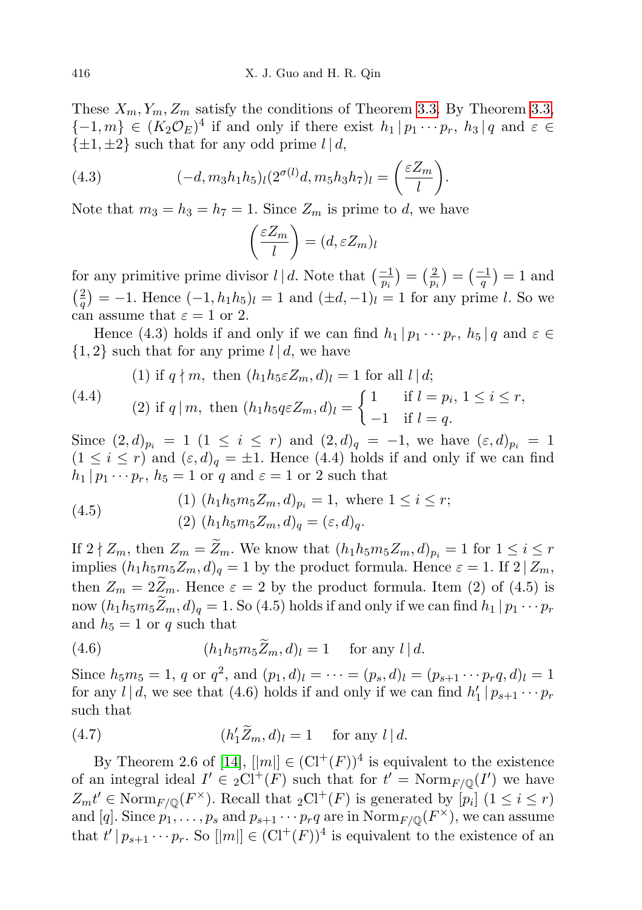These $X_m, Y_m, Z_m$ satisfy the conditions of Theorem 3.3. By Theorem 3.3, $\{-1, m\} \in (K_2\mathcal{O}_E)^4$ if and only if there exist $h_1 \mid p_1 \cdots p_r$, $h_3 \mid q$ and $\varepsilon \in \{\pm 1, \pm 2\}$ such that for any odd prime $l \mid d$,

$$(4.3) \qquad (-d, m_3 h_1 h_5)_l (2^{\sigma(l)} d, m_5 h_3 h_7)_l = \left(\frac{\varepsilon Z_m}{l}\right).$$

Note that $m_3 = h_3 = h_7 = 1$. Since $Z_m$ is prime to $d$, we have

$$\left(\frac{\varepsilon Z_m}{l}\right) = (d, \varepsilon Z_m)_l$$

for any primitive prime divisor $l \mid d$. Note that $\left(\frac{-1}{p_i}\right) = \left(\frac{2}{p_i}\right) = \left(\frac{-1}{q}\right) = 1$ and $\left(\frac{2}{q}\right) = -1$. Hence $(-1, h_1 h_5)_l = 1$ and $(\pm d, -1)_l = 1$ for any prime $l$. So we can assume that $\varepsilon = 1$ or $2$.

Hence (4.3) holds if and only if we can find $h_1 \mid p_1 \cdots p_r$, $h_5 \mid q$ and $\varepsilon \in \{1, 2\}$ such that for any prime $l \mid d$, we have

$$(4.4) \qquad \begin{aligned} &(1) \text{ if } q \nmid m, \text{ then } (h_1 h_5 \varepsilon Z_m, d)_l = 1 \text{ for all } l \mid d;\\ &(2) \text{ if } q \mid m, \text{ then } (h_1 h_5 q \varepsilon Z_m, d)_l = \begin{cases} 1 & \text{if } l = p_i,\ 1 \le i \le r, \\ -1 & \text{if } l = q. \end{cases} \end{aligned}$$

Since $(2, d)_{p_i} = 1$ $(1 \le i \le r)$ and $(2, d)_q = -1$, we have $(\varepsilon, d)_{p_i} = 1$ $(1 \le i \le r)$ and $(\varepsilon, d)_q = \pm 1$. Hence (4.4) holds if and only if we can find $h_1 \mid p_1 \cdots p_r$, $h_5 = 1$ or $q$ and $\varepsilon = 1$ or $2$ such that

$$(4.5) \qquad \begin{aligned} &(1)\ (h_1 h_5 m_5 Z_m, d)_{p_i} = 1, \text{ where } 1 \le i \le r;\\ &(2)\ (h_1 h_5 m_5 Z_m, d)_q = (\varepsilon, d)_q. \end{aligned}$$

If $2 \nmid Z_m$, then $Z_m = \widetilde{Z}_m$. We know that $(h_1 h_5 m_5 Z_m, d)_{p_i} = 1$ for $1 \le i \le r$ implies $(h_1 h_5 m_5 Z_m, d)_q = 1$ by the product formula. Hence $\varepsilon = 1$. If $2 \mid Z_m$, then $Z_m = 2\widetilde{Z}_m$. Hence $\varepsilon = 2$ by the product formula. Item (2) of (4.5) is now $(h_1 h_5 m_5 \widetilde{Z}_m, d)_q = 1$. So (4.5) holds if and only if we can find $h_1 \mid p_1 \cdots p_r$ and $h_5 = 1$ or $q$ such that

$$(4.6) \qquad (h_1 h_5 m_5 \widetilde{Z}_m, d)_l = 1 \quad \text{for any } l \mid d.$$

Since $h_5 m_5 = 1$, $q$ or $q^2$, and $(p_1, d)_l = \cdots = (p_s, d)_l = (p_{s+1} \cdots p_r q, d)_l = 1$ for any $l \mid d$, we see that (4.6) holds if and only if we can find $h_1' \mid p_{s+1} \cdots p_r$ such that

$$(4.7) \qquad (h_1' \widetilde{Z}_m, d)_l = 1 \quad \text{for any } l \mid d.$$

By Theorem 2.6 of [14], $[|m|] \in (\mathrm{Cl}^+(F))^4$ is equivalent to the existence of an integral ideal $I' \in {}_2\mathrm{Cl}^+(F)$ such that for $t' = \mathrm{Norm}_{F/\mathbb{Q}}(I')$ we have $Z_m t' \in \mathrm{Norm}_{F/\mathbb{Q}}(F^\times)$. Recall that ${}_2\mathrm{Cl}^+(F)$ is generated by $[p_i]$ $(1 \le i \le r)$ and $[q]$. Since $p_1, \ldots, p_s$ and $p_{s+1} \cdots p_r q$ are in $\mathrm{Norm}_{F/\mathbb{Q}}(F^\times)$, we can assume that $t' \mid p_{s+1} \cdots p_r$. So $[|m|] \in (\mathrm{Cl}^+(F))^4$ is equivalent to the existence of an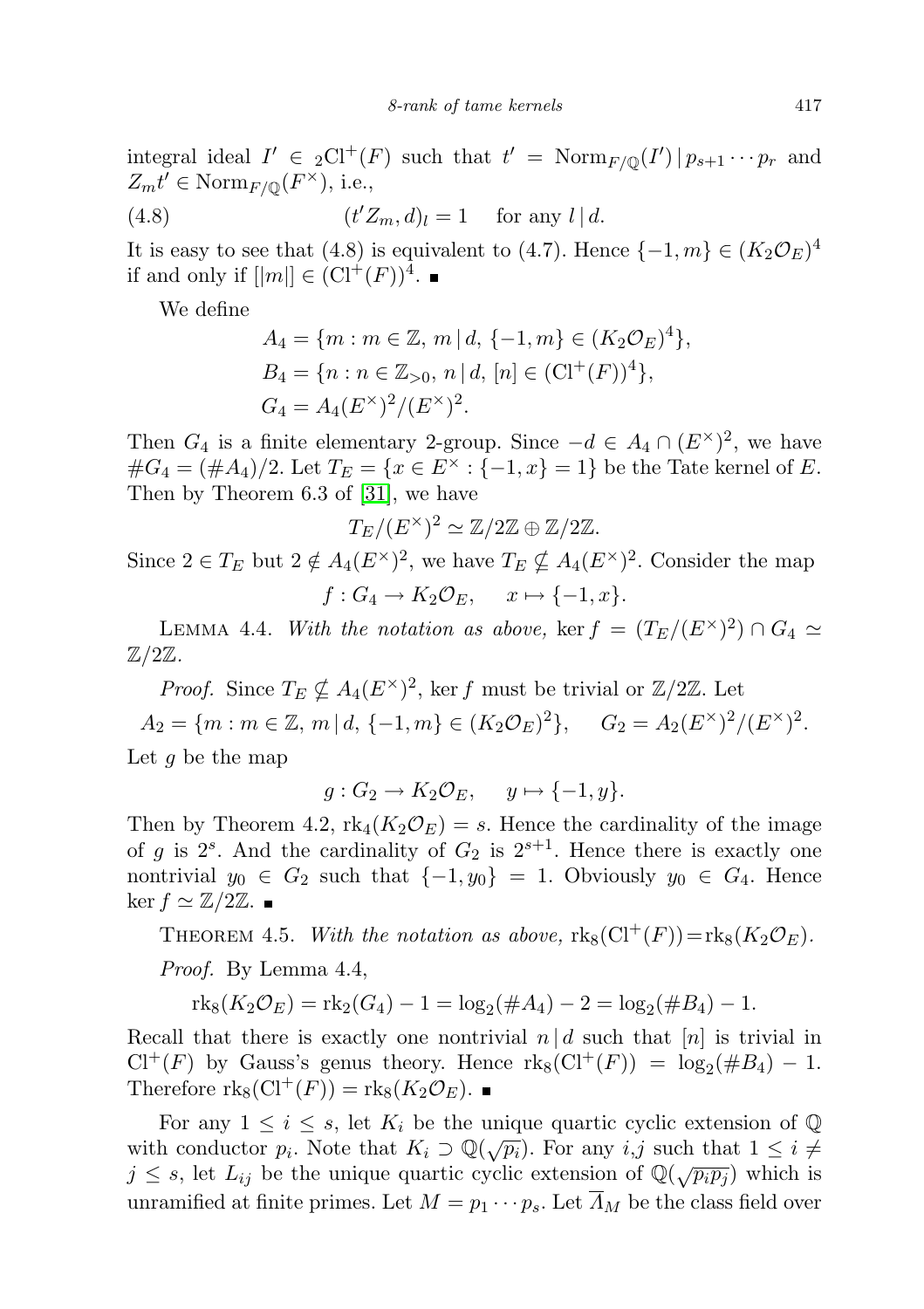integral ideal $I' \in {}_2\mathrm{Cl}^+(F)$ such that $t' = \mathrm{Norm}_{F/\mathbb{Q}}(I') \mid p_{s+1}\cdots p_r$ and $Z_m t' \in \mathrm{Norm}_{F/\mathbb{Q}}(F^\times)$, i.e.,

$$(t'Z_m, d)_l = 1 \quad \text{for any } l \mid d. \tag{4.8}$$

It is easy to see that (4.8) is equivalent to (4.7). Hence $\{-1, m\} \in (K_2\mathcal{O}_E)^4$ if and only if $[|m|] \in (\mathrm{Cl}^+(F))^4$. ∎

We define

$$A_4 = \{m : m \in \mathbb{Z},\ m \mid d,\ \{-1, m\} \in (K_2\mathcal{O}_E)^4\},$$
$$B_4 = \{n : n \in \mathbb{Z}_{>0},\ n \mid d,\ [n] \in (\mathrm{Cl}^+(F))^4\},$$
$$G_4 = A_4(E^\times)^2/(E^\times)^2.$$

Then $G_4$ is a finite elementary 2-group. Since $-d \in A_4 \cap (E^\times)^2$, we have $\#G_4 = (\#A_4)/2$. Let $T_E = \{x \in E^\times : \{-1, x\} = 1\}$ be the Tate kernel of $E$. Then by Theorem 6.3 of [31], we have

$$T_E/(E^\times)^2 \simeq \mathbb{Z}/2\mathbb{Z} \oplus \mathbb{Z}/2\mathbb{Z}.$$

Since $2 \in T_E$ but $2 \notin A_4(E^\times)^2$, we have $T_E \nsubseteq A_4(E^\times)^2$. Consider the map

$$f : G_4 \to K_2\mathcal{O}_E, \quad x \mapsto \{-1, x\}.$$

Lemma 4.4. *With the notation as above,* $\ker f = (T_E/(E^\times)^2) \cap G_4 \simeq \mathbb{Z}/2\mathbb{Z}$.

*Proof.* Since $T_E \nsubseteq A_4(E^\times)^2$, $\ker f$ must be trivial or $\mathbb{Z}/2\mathbb{Z}$. Let

$$A_2 = \{m : m \in \mathbb{Z},\ m \mid d,\ \{-1, m\} \in (K_2\mathcal{O}_E)^2\}, \quad G_2 = A_2(E^\times)^2/(E^\times)^2.$$

Let $g$ be the map

$$g : G_2 \to K_2\mathcal{O}_E, \quad y \mapsto \{-1, y\}.$$

Then by Theorem 4.2, $\mathrm{rk}_4(K_2\mathcal{O}_E) = s$. Hence the cardinality of the image of $g$ is $2^s$. And the cardinality of $G_2$ is $2^{s+1}$. Hence there is exactly one nontrivial $y_0 \in G_2$ such that $\{-1, y_0\} = 1$. Obviously $y_0 \in G_4$. Hence $\ker f \simeq \mathbb{Z}/2\mathbb{Z}$. ∎

Theorem 4.5. *With the notation as above,* $\mathrm{rk}_8(\mathrm{Cl}^+(F)) = \mathrm{rk}_8(K_2\mathcal{O}_E)$.

*Proof.* By Lemma 4.4,

$$\mathrm{rk}_8(K_2\mathcal{O}_E) = \mathrm{rk}_2(G_4) - 1 = \log_2(\#A_4) - 2 = \log_2(\#B_4) - 1.$$

Recall that there is exactly one nontrivial $n \mid d$ such that $[n]$ is trivial in $\mathrm{Cl}^+(F)$ by Gauss's genus theory. Hence $\mathrm{rk}_8(\mathrm{Cl}^+(F)) = \log_2(\#B_4) - 1$. Therefore $\mathrm{rk}_8(\mathrm{Cl}^+(F)) = \mathrm{rk}_8(K_2\mathcal{O}_E)$. ∎

For any $1 \le i \le s$, let $K_i$ be the unique quartic cyclic extension of $\mathbb{Q}$ with conductor $p_i$. Note that $K_i \supset \mathbb{Q}(\sqrt{p_i})$. For any $i,j$ such that $1 \le i \ne j \le s$, let $L_{ij}$ be the unique quartic cyclic extension of $\mathbb{Q}(\sqrt{p_i p_j})$ which is unramified at finite primes. Let $M = p_1 \cdots p_s$. Let $\overline{\Lambda}_M$ be the class field over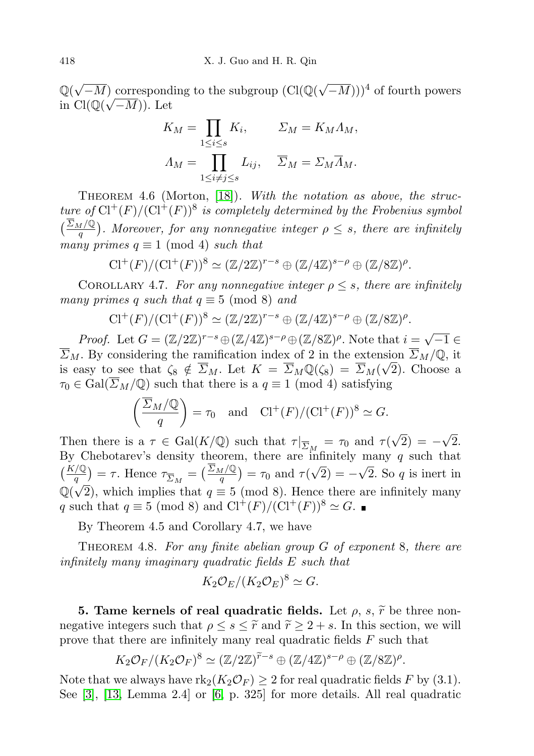$\mathbb{Q}(\sqrt{-M})$ corresponding to the subgroup $(\mathrm{Cl}(\mathbb{Q}(\sqrt{-M})))^4$ of fourth powers in $\mathrm{Cl}(\mathbb{Q}(\sqrt{-M}))$. Let

$$K_M = \prod_{1\le i\le s} K_i, \qquad \Sigma_M = K_M \Lambda_M,$$
$$\Lambda_M = \prod_{1\le i\ne j\le s} L_{ij}, \quad \overline{\Sigma}_M = \Sigma_M \overline{\Lambda}_M.$$

Theorem 4.6 (Morton, [18]). *With the notation as above, the structure of* $\mathrm{Cl}^+(F)/(\mathrm{Cl}^+(F))^8$ *is completely determined by the Frobenius symbol* $\left(\frac{\overline{\Sigma}_M/\mathbb{Q}}{q}\right)$. *Moreover, for any nonnegative integer* $\rho \le s$, *there are infinitely many primes* $q \equiv 1 \pmod 4$ *such that*

$$\mathrm{Cl}^+(F)/(\mathrm{Cl}^+(F))^8 \simeq (\mathbb{Z}/2\mathbb{Z})^{r-s} \oplus (\mathbb{Z}/4\mathbb{Z})^{s-\rho} \oplus (\mathbb{Z}/8\mathbb{Z})^{\rho}.$$

Corollary 4.7. *For any nonnegative integer* $\rho \le s$, *there are infinitely many primes* $q$ *such that* $q \equiv 5 \pmod 8$ *and*

$$\mathrm{Cl}^+(F)/(\mathrm{Cl}^+(F))^8 \simeq (\mathbb{Z}/2\mathbb{Z})^{r-s} \oplus (\mathbb{Z}/4\mathbb{Z})^{s-\rho} \oplus (\mathbb{Z}/8\mathbb{Z})^{\rho}.$$

*Proof.* Let $G = (\mathbb{Z}/2\mathbb{Z})^{r-s} \oplus (\mathbb{Z}/4\mathbb{Z})^{s-\rho} \oplus (\mathbb{Z}/8\mathbb{Z})^{\rho}$. Note that $i = \sqrt{-1} \in \overline{\Sigma}_M$. By considering the ramification index of 2 in the extension $\overline{\Sigma}_M/\mathbb{Q}$, it is easy to see that $\zeta_8 \notin \overline{\Sigma}_M$. Let $K = \overline{\Sigma}_M\mathbb{Q}(\zeta_8) = \overline{\Sigma}_M(\sqrt{2})$. Choose a $\tau_0 \in \mathrm{Gal}(\overline{\Sigma}_M/\mathbb{Q})$ such that there is a $q \equiv 1 \pmod 4$ satisfying

$$\left(\frac{\overline{\Sigma}_M/\mathbb{Q}}{q}\right) = \tau_0 \quad \text{and} \quad \mathrm{Cl}^+(F)/(\mathrm{Cl}^+(F))^8 \simeq G.$$

Then there is a $\tau \in \mathrm{Gal}(K/\mathbb{Q})$ such that $\tau|_{\overline{\Sigma}_M} = \tau_0$ and $\tau(\sqrt{2}) = -\sqrt{2}$. By Chebotarev's density theorem, there are infinitely many $q$ such that $\left(\frac{K/\mathbb{Q}}{q}\right) = \tau$. Hence $\tau_{\overline{\Sigma}_M} = \left(\frac{\overline{\Sigma}_M/\mathbb{Q}}{q}\right) = \tau_0$ and $\tau(\sqrt{2}) = -\sqrt{2}$. So $q$ is inert in $\mathbb{Q}(\sqrt{2})$, which implies that $q \equiv 5 \pmod 8$. Hence there are infinitely many $q$ such that $q \equiv 5 \pmod 8$ and $\mathrm{Cl}^+(F)/(\mathrm{Cl}^+(F))^8 \simeq G$. ∎

By Theorem 4.5 and Corollary 4.7, we have

Theorem 4.8. *For any finite abelian group* $G$ *of exponent* 8, *there are infinitely many imaginary quadratic fields* $E$ *such that*

$$K_2\mathcal{O}_E/(K_2\mathcal{O}_E)^8 \simeq G.$$

**5. Tame kernels of real quadratic fields.** Let $\rho$, $s$, $\widetilde{r}$ be three nonnegative integers such that $\rho \le s \le \widetilde{r}$ and $\widetilde{r} \ge 2 + s$. In this section, we will prove that there are infinitely many real quadratic fields $F$ such that

$$K_2\mathcal{O}_F/(K_2\mathcal{O}_F)^8 \simeq (\mathbb{Z}/2\mathbb{Z})^{\widetilde{r}-s} \oplus (\mathbb{Z}/4\mathbb{Z})^{s-\rho} \oplus (\mathbb{Z}/8\mathbb{Z})^{\rho}.$$

Note that we always have $\mathrm{rk}_2(K_2\mathcal{O}_F) \ge 2$ for real quadratic fields $F$ by (3.1). See [3], [13, Lemma 2.4] or [6, p. 325] for more details. All real quadratic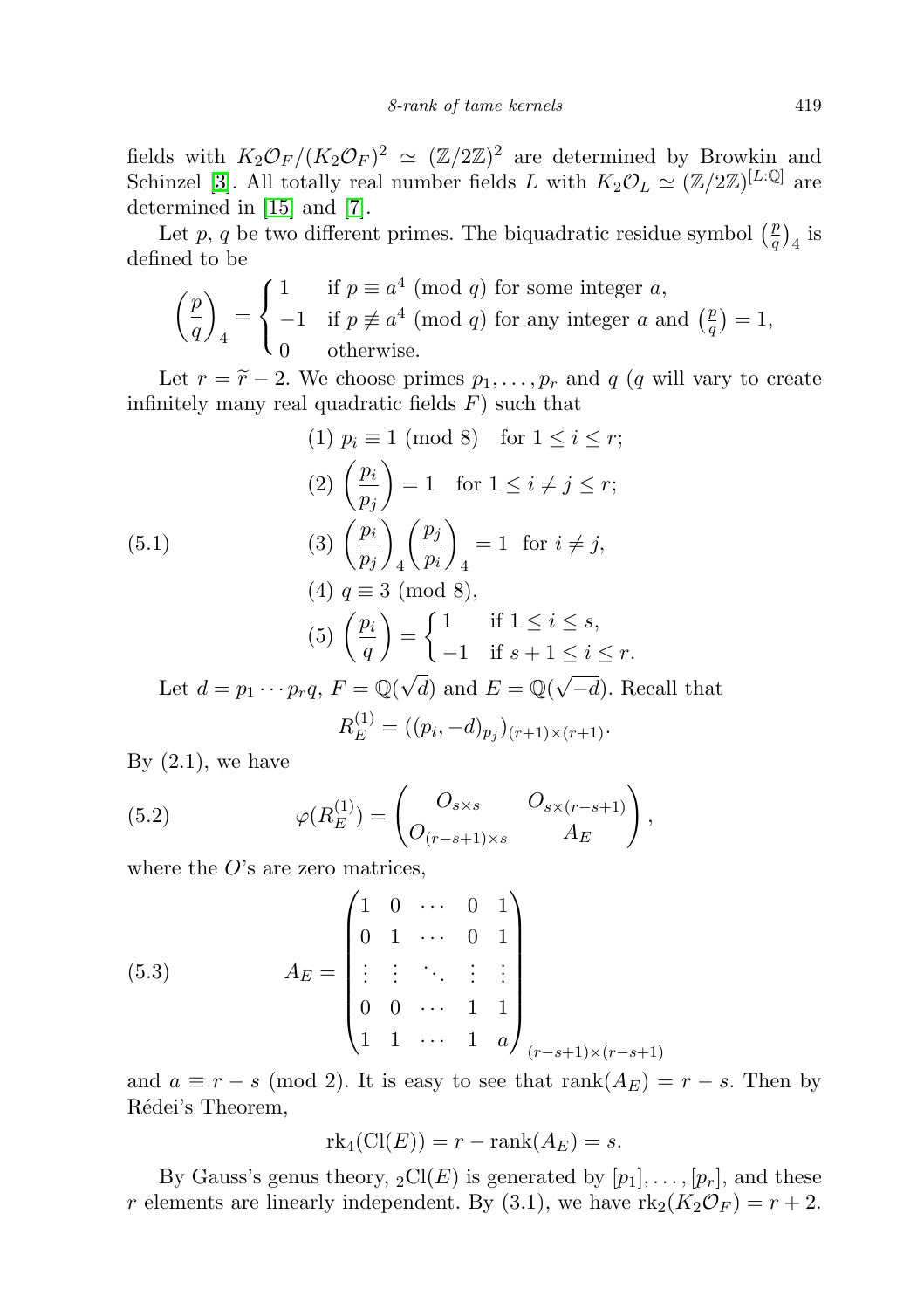fields with $K_2\mathcal{O}_F/(K_2\mathcal{O}_F)^2 \simeq (\mathbb{Z}/2\mathbb{Z})^2$ are determined by Browkin and Schinzel [3]. All totally real number fields $L$ with $K_2\mathcal{O}_L \simeq (\mathbb{Z}/2\mathbb{Z})^{[L:\mathbb{Q}]}$ are determined in [15] and [7].

Let $p$, $q$ be two different primes. The biquadratic residue symbol $\left(\frac{p}{q}\right)_4$ is defined to be

$$\left(\frac{p}{q}\right)_4 = \begin{cases} 1 & \text{if } p \equiv a^4 \pmod{q} \text{ for some integer } a, \\ -1 & \text{if } p \not\equiv a^4 \pmod{q} \text{ for any integer } a \text{ and } \left(\frac{p}{q}\right) = 1, \\ 0 & \text{otherwise.} \end{cases}$$

Let $r = \widetilde{r} - 2$. We choose primes $p_1, \dots, p_r$ and $q$ ($q$ will vary to create infinitely many real quadratic fields $F$) such that

$$\text{(5.1)} \qquad \begin{aligned} &(1)\ p_i \equiv 1 \pmod{8} \quad \text{for } 1 \le i \le r; \\ &(2)\ \left(\frac{p_i}{p_j}\right) = 1 \quad \text{for } 1 \le i \ne j \le r; \\ &(3)\ \left(\frac{p_i}{p_j}\right)_4 \left(\frac{p_j}{p_i}\right)_4 = 1 \ \text{ for } i \ne j, \\ &(4)\ q \equiv 3 \pmod{8}, \\ &(5)\ \left(\frac{p_i}{q}\right) = \begin{cases} 1 & \text{if } 1 \le i \le s, \\ -1 & \text{if } s+1 \le i \le r. \end{cases} \end{aligned}$$

Let $d = p_1 \cdots p_r q$, $F = \mathbb{Q}(\sqrt{d})$ and $E = \mathbb{Q}(\sqrt{-d})$. Recall that

$$R_E^{(1)} = ((p_i, -d)_{p_j})_{(r+1)\times(r+1)}.$$

By (2.1), we have

$$\text{(5.2)} \qquad \varphi(R_E^{(1)}) = \begin{pmatrix} O_{s\times s} & O_{s\times(r-s+1)} \\ O_{(r-s+1)\times s} & A_E \end{pmatrix},$$

where the $O$'s are zero matrices,

$$\text{(5.3)} \qquad A_E = \begin{pmatrix} 1 & 0 & \cdots & 0 & 1 \\ 0 & 1 & \cdots & 0 & 1 \\ \vdots & \vdots & \ddots & \vdots & \vdots \\ 0 & 0 & \cdots & 1 & 1 \\ 1 & 1 & \cdots & 1 & a \end{pmatrix}_{(r-s+1)\times(r-s+1)}$$

and $a \equiv r - s \pmod{2}$. It is easy to see that $\operatorname{rank}(A_E) = r - s$. Then by Rédei's Theorem,

$$\operatorname{rk}_4(\operatorname{Cl}(E)) = r - \operatorname{rank}(A_E) = s.$$

By Gauss's genus theory, ${}_2\operatorname{Cl}(E)$ is generated by $[p_1], \dots, [p_r]$, and these $r$ elements are linearly independent. By (3.1), we have $\operatorname{rk}_2(K_2\mathcal{O}_F) = r + 2$.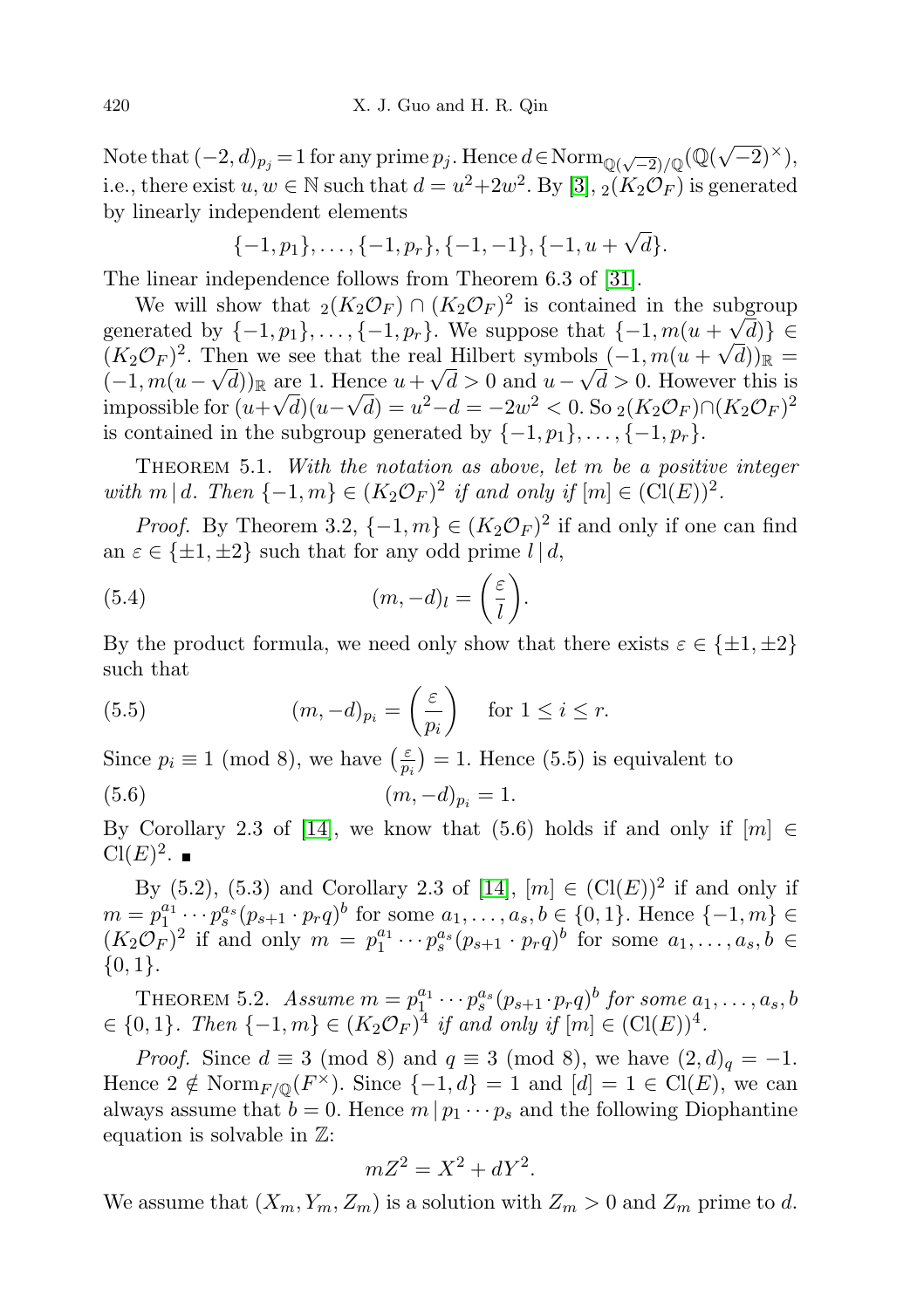Note that $(-2,d)_{p_j} = 1$ for any prime $p_j$. Hence $d \in \mathrm{Norm}_{\mathbb{Q}(\sqrt{-2})/\mathbb{Q}}(\mathbb{Q}(\sqrt{-2})^\times)$, i.e., there exist $u, w \in \mathbb{N}$ such that $d = u^2 + 2w^2$. By [3], ${}_2(K_2\mathcal{O}_F)$ is generated by linearly independent elements

$$\{-1,p_1\},\ldots,\{-1,p_r\},\{-1,-1\},\{-1,u+\sqrt{d}\}.$$

The linear independence follows from Theorem 6.3 of [31].

We will show that ${}_2(K_2\mathcal{O}_F) \cap (K_2\mathcal{O}_F)^2$ is contained in the subgroup generated by $\{-1,p_1\},\ldots,\{-1,p_r\}$. We suppose that $\{-1, m(u+\sqrt{d})\} \in (K_2\mathcal{O}_F)^2$. Then we see that the real Hilbert symbols $(-1, m(u+\sqrt{d}))_{\mathbb{R}} = (-1, m(u-\sqrt{d}))_{\mathbb{R}}$ are 1. Hence $u+\sqrt{d} > 0$ and $u - \sqrt{d} > 0$. However this is impossible for $(u+\sqrt{d})(u-\sqrt{d}) = u^2 - d = -2w^2 < 0$. So ${}_2(K_2\mathcal{O}_F) \cap (K_2\mathcal{O}_F)^2$ is contained in the subgroup generated by $\{-1,p_1\},\ldots,\{-1,p_r\}$.

Theorem 5.1. *With the notation as above, let $m$ be a positive integer with $m \mid d$. Then $\{-1,m\} \in (K_2\mathcal{O}_F)^2$ if and only if $[m] \in (\mathrm{Cl}(E))^2$.*

*Proof.* By Theorem 3.2, $\{-1,m\} \in (K_2\mathcal{O}_F)^2$ if and only if one can find an $\varepsilon \in \{\pm 1, \pm 2\}$ such that for any odd prime $l \mid d$,

$$(m,-d)_l = \left(\frac{\varepsilon}{l}\right). \tag{5.4}$$

By the product formula, we need only show that there exists $\varepsilon \in \{\pm 1, \pm 2\}$ such that

$$(m,-d)_{p_i} = \left(\frac{\varepsilon}{p_i}\right) \quad \text{for } 1 \le i \le r. \tag{5.5}$$

Since $p_i \equiv 1 \pmod 8$, we have $\left(\frac{\varepsilon}{p_i}\right) = 1$. Hence (5.5) is equivalent to

$$(m,-d)_{p_i} = 1. \tag{5.6}$$

By Corollary 2.3 of [14], we know that (5.6) holds if and only if $[m] \in \mathrm{Cl}(E)^2$. ∎

By (5.2), (5.3) and Corollary 2.3 of [14], $[m] \in (\mathrm{Cl}(E))^2$ if and only if $m = p_1^{a_1}\cdots p_s^{a_s}(p_{s+1}\cdot p_r q)^b$ for some $a_1,\ldots,a_s,b \in \{0,1\}$. Hence $\{-1,m\} \in (K_2\mathcal{O}_F)^2$ if and only $m = p_1^{a_1}\cdots p_s^{a_s}(p_{s+1}\cdot p_r q)^b$ for some $a_1,\ldots,a_s,b \in \{0,1\}$.

Theorem 5.2. *Assume $m = p_1^{a_1}\cdots p_s^{a_s}(p_{s+1}\cdot p_r q)^b$ for some $a_1,\ldots,a_s,b \in \{0,1\}$. Then $\{-1,m\} \in (K_2\mathcal{O}_F)^4$ if and only if $[m] \in (\mathrm{Cl}(E))^4$.*

*Proof.* Since $d \equiv 3 \pmod 8$ and $q \equiv 3 \pmod 8$, we have $(2,d)_q = -1$. Hence $2 \notin \mathrm{Norm}_{F/\mathbb{Q}}(F^\times)$. Since $\{-1,d\} = 1$ and $[d] = 1 \in \mathrm{Cl}(E)$, we can always assume that $b = 0$. Hence $m \mid p_1 \cdots p_s$ and the following Diophantine equation is solvable in $\mathbb{Z}$:

$$mZ^2 = X^2 + dY^2.$$

We assume that $(X_m, Y_m, Z_m)$ is a solution with $Z_m > 0$ and $Z_m$ prime to $d$.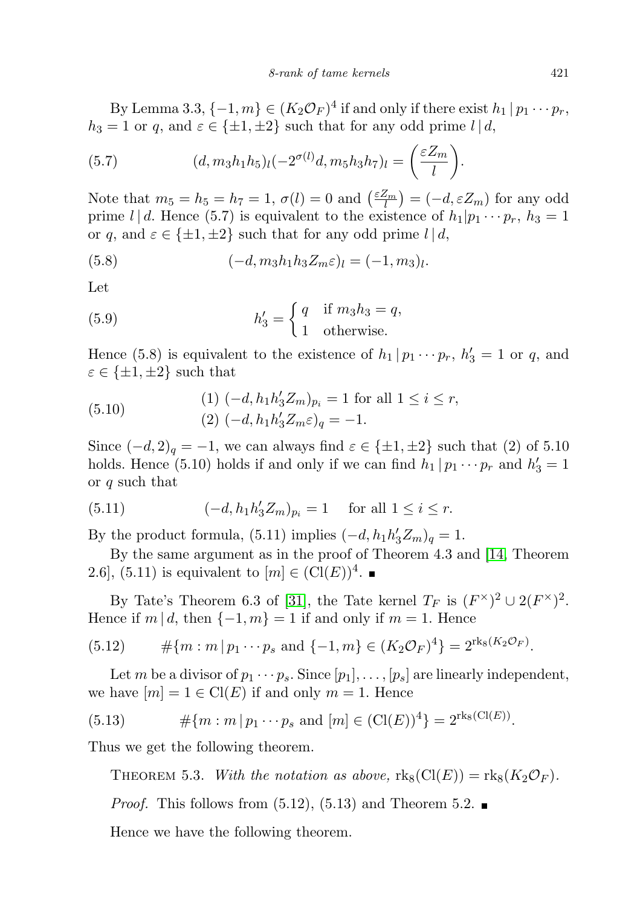By Lemma 3.3, $\{-1, m\} \in (K_2\mathcal{O}_F)^4$ if and only if there exist $h_1 \mid p_1 \cdots p_r$, $h_3 = 1$ or $q$, and $\varepsilon \in \{\pm 1, \pm 2\}$ such that for any odd prime $l \mid d$,

$$(d, m_3 h_1 h_5)_l (-2^{\sigma(l)} d, m_5 h_3 h_7)_l = \left(\frac{\varepsilon Z_m}{l}\right). \tag{5.7}$$

Note that $m_5 = h_5 = h_7 = 1$, $\sigma(l) = 0$ and $\left(\frac{\varepsilon Z_m}{l}\right) = (-d, \varepsilon Z_m)$ for any odd prime $l \mid d$. Hence (5.7) is equivalent to the existence of $h_1 | p_1 \cdots p_r$, $h_3 = 1$ or $q$, and $\varepsilon \in \{\pm 1, \pm 2\}$ such that for any odd prime $l \mid d$,

$$(-d, m_3 h_1 h_3 Z_m \varepsilon)_l = (-1, m_3)_l. \tag{5.8}$$

Let

$$h_3' = \begin{cases} q & \text{if } m_3 h_3 = q, \\ 1 & \text{otherwise.} \end{cases} \tag{5.9}$$

Hence (5.8) is equivalent to the existence of $h_1 \mid p_1 \cdots p_r$, $h_3' = 1$ or $q$, and $\varepsilon \in \{\pm 1, \pm 2\}$ such that

$$\begin{aligned} &(1)\ (-d, h_1 h_3' Z_m)_{p_i} = 1 \text{ for all } 1 \le i \le r, \\ &(2)\ (-d, h_1 h_3' Z_m \varepsilon)_q = -1. \end{aligned} \tag{5.10}$$

Since $(-d, 2)_q = -1$, we can always find $\varepsilon \in \{\pm 1, \pm 2\}$ such that (2) of 5.10 holds. Hence (5.10) holds if and only if we can find $h_1 \mid p_1 \cdots p_r$ and $h_3' = 1$ or $q$ such that

$$(-d, h_1 h_3' Z_m)_{p_i} = 1 \quad \text{for all } 1 \le i \le r. \tag{5.11}$$

By the product formula, (5.11) implies $(-d, h_1 h_3' Z_m)_q = 1$.

By the same argument as in the proof of Theorem 4.3 and [14, Theorem 2.6], (5.11) is equivalent to $[m] \in (\mathrm{Cl}(E))^4$. ∎

By Tate's Theorem 6.3 of [31], the Tate kernel $T_F$ is $(F^\times)^2 \cup 2(F^\times)^2$. Hence if $m \mid d$, then $\{-1, m\} = 1$ if and only if $m = 1$. Hence

$$\#\{m : m \mid p_1 \cdots p_s \text{ and } \{-1, m\} \in (K_2\mathcal{O}_F)^4\} = 2^{\mathrm{rk}_8(K_2\mathcal{O}_F)}. \tag{5.12}$$

Let $m$ be a divisor of $p_1 \cdots p_s$. Since $[p_1], \ldots, [p_s]$ are linearly independent, we have $[m] = 1 \in \mathrm{Cl}(E)$ if and only $m = 1$. Hence

$$\#\{m : m \mid p_1 \cdots p_s \text{ and } [m] \in (\mathrm{Cl}(E))^4\} = 2^{\mathrm{rk}_8(\mathrm{Cl}(E))}. \tag{5.13}$$

Thus we get the following theorem.

Theorem 5.3. *With the notation as above,* $\mathrm{rk}_8(\mathrm{Cl}(E)) = \mathrm{rk}_8(K_2\mathcal{O}_F)$.

*Proof.* This follows from (5.12), (5.13) and Theorem 5.2. ∎

Hence we have the following theorem.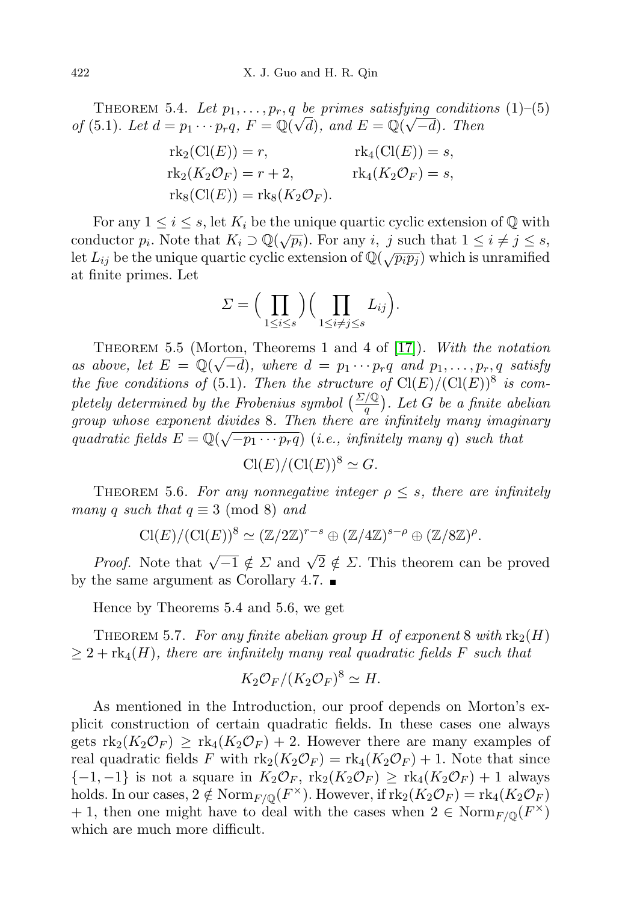Theorem 5.4. *Let $p_1, \ldots, p_r, q$ be primes satisfying conditions* (1)–(5) *of* (5.1). *Let $d = p_1 \cdots p_r q$, $F = \mathbb{Q}(\sqrt{d})$, and $E = \mathbb{Q}(\sqrt{-d})$. Then*

$$\begin{aligned} &\mathrm{rk}_2(\mathrm{Cl}(E)) = r, && \mathrm{rk}_4(\mathrm{Cl}(E)) = s,\\ &\mathrm{rk}_2(K_2\mathcal{O}_F) = r+2, && \mathrm{rk}_4(K_2\mathcal{O}_F) = s,\\ &\mathrm{rk}_8(\mathrm{Cl}(E)) = \mathrm{rk}_8(K_2\mathcal{O}_F). \end{aligned}$$

For any $1 \le i \le s$, let $K_i$ be the unique quartic cyclic extension of $\mathbb{Q}$ with conductor $p_i$. Note that $K_i \supset \mathbb{Q}(\sqrt{p_i})$. For any $i$, $j$ such that $1 \le i \ne j \le s$, let $L_{ij}$ be the unique quartic cyclic extension of $\mathbb{Q}(\sqrt{p_i p_j})$ which is unramified at finite primes. Let

$$\Sigma = \Big(\prod_{1\le i\le s}\Big)\Big(\prod_{1\le i\ne j\le s} L_{ij}\Big).$$

Theorem 5.5 (Morton, Theorems 1 and 4 of [17]). *With the notation as above, let $E = \mathbb{Q}(\sqrt{-d})$, where $d = p_1 \cdots p_r q$ and $p_1, \ldots, p_r, q$ satisfy the five conditions of* (5.1). *Then the structure of $\mathrm{Cl}(E)/(\mathrm{Cl}(E))^8$ is completely determined by the Frobenius symbol $\big(\frac{\Sigma/\mathbb{Q}}{q}\big)$. Let $G$ be a finite abelian group whose exponent divides* 8. *Then there are infinitely many imaginary quadratic fields $E = \mathbb{Q}(\sqrt{-p_1 \cdots p_r q})$ (i.e., infinitely many $q$) such that*

$$\mathrm{Cl}(E)/(\mathrm{Cl}(E))^8 \simeq G.$$

Theorem 5.6. *For any nonnegative integer $\rho \le s$, there are infinitely many $q$ such that $q \equiv 3 \pmod 8$ and*

$$\mathrm{Cl}(E)/(\mathrm{Cl}(E))^8 \simeq (\mathbb{Z}/2\mathbb{Z})^{r-s} \oplus (\mathbb{Z}/4\mathbb{Z})^{s-\rho} \oplus (\mathbb{Z}/8\mathbb{Z})^{\rho}.$$

*Proof.* Note that $\sqrt{-1} \notin \Sigma$ and $\sqrt{2} \notin \Sigma$. This theorem can be proved by the same argument as Corollary 4.7. ∎

Hence by Theorems 5.4 and 5.6, we get

Theorem 5.7. *For any finite abelian group $H$ of exponent* 8 *with $\mathrm{rk}_2(H) \ge 2 + \mathrm{rk}_4(H)$, there are infinitely many real quadratic fields $F$ such that*

$$K_2\mathcal{O}_F/(K_2\mathcal{O}_F)^8 \simeq H.$$

As mentioned in the Introduction, our proof depends on Morton's explicit construction of certain quadratic fields. In these cases one always gets $\mathrm{rk}_2(K_2\mathcal{O}_F) \ge \mathrm{rk}_4(K_2\mathcal{O}_F) + 2$. However there are many examples of real quadratic fields $F$ with $\mathrm{rk}_2(K_2\mathcal{O}_F) = \mathrm{rk}_4(K_2\mathcal{O}_F) + 1$. Note that since $\{-1,-1\}$ is not a square in $K_2\mathcal{O}_F$, $\mathrm{rk}_2(K_2\mathcal{O}_F) \ge \mathrm{rk}_4(K_2\mathcal{O}_F) + 1$ always holds. In our cases, $2 \notin \mathrm{Norm}_{F/\mathbb{Q}}(F^\times)$. However, if $\mathrm{rk}_2(K_2\mathcal{O}_F) = \mathrm{rk}_4(K_2\mathcal{O}_F) + 1$, then one might have to deal with the cases when $2 \in \mathrm{Norm}_{F/\mathbb{Q}}(F^\times)$ which are much more difficult.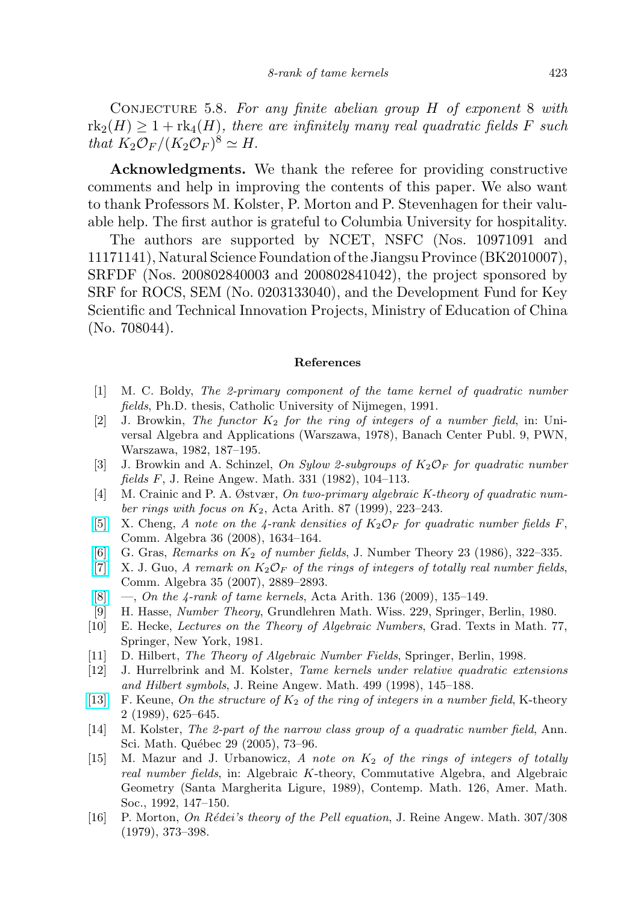Conjecture 5.8. *For any finite abelian group $H$ of exponent 8 with $\mathrm{rk}_2(H) \geq 1 + \mathrm{rk}_4(H)$, there are infinitely many real quadratic fields $F$ such that $K_2\mathcal{O}_F/(K_2\mathcal{O}_F)^8 \simeq H$.*

**Acknowledgments.** We thank the referee for providing constructive comments and help in improving the contents of this paper. We also want to thank Professors M. Kolster, P. Morton and P. Stevenhagen for their valuable help. The first author is grateful to Columbia University for hospitality.

The authors are supported by NCET, NSFC (Nos. 10971091 and 11171141), Natural Science Foundation of the Jiangsu Province (BK2010007), SRFDF (Nos. 200802840003 and 200802841042), the project sponsored by SRF for ROCS, SEM (No. 0203133040), and the Development Fund for Key Scientific and Technical Innovation Projects, Ministry of Education of China (No. 708044).

## References

[1] M. C. Boldy, *The 2-primary component of the tame kernel of quadratic number fields*, Ph.D. thesis, Catholic University of Nijmegen, 1991.

[2] J. Browkin, *The functor $K_2$ for the ring of integers of a number field*, in: Universal Algebra and Applications (Warszawa, 1978), Banach Center Publ. 9, PWN, Warszawa, 1982, 187–195.

[3] J. Browkin and A. Schinzel, *On Sylow 2-subgroups of $K_2\mathcal{O}_F$ for quadratic number fields $F$*, J. Reine Angew. Math. 331 (1982), 104–113.

[4] M. Crainic and P. A. Østvær, *On two-primary algebraic K-theory of quadratic number rings with focus on $K_2$*, Acta Arith. 87 (1999), 223–243.

[5] X. Cheng, *A note on the 4-rank densities of $K_2\mathcal{O}_F$ for quadratic number fields $F$*, Comm. Algebra 36 (2008), 1634–164.

[6] G. Gras, *Remarks on $K_2$ of number fields*, J. Number Theory 23 (1986), 322–335.

[7] X. J. Guo, *A remark on $K_2\mathcal{O}_F$ of the rings of integers of totally real number fields*, Comm. Algebra 35 (2007), 2889–2893.

[8] —, *On the 4-rank of tame kernels*, Acta Arith. 136 (2009), 135–149.

[9] H. Hasse, *Number Theory*, Grundlehren Math. Wiss. 229, Springer, Berlin, 1980.

[10] E. Hecke, *Lectures on the Theory of Algebraic Numbers*, Grad. Texts in Math. 77, Springer, New York, 1981.

[11] D. Hilbert, *The Theory of Algebraic Number Fields*, Springer, Berlin, 1998.

[12] J. Hurrelbrink and M. Kolster, *Tame kernels under relative quadratic extensions and Hilbert symbols*, J. Reine Angew. Math. 499 (1998), 145–188.

[13] F. Keune, *On the structure of $K_2$ of the ring of integers in a number field*, K-theory 2 (1989), 625–645.

[14] M. Kolster, *The 2-part of the narrow class group of a quadratic number field*, Ann. Sci. Math. Québec 29 (2005), 73–96.

[15] M. Mazur and J. Urbanowicz, *A note on $K_2$ of the rings of integers of totally real number fields*, in: Algebraic $K$-theory, Commutative Algebra, and Algebraic Geometry (Santa Margherita Ligure, 1989), Contemp. Math. 126, Amer. Math. Soc., 1992, 147–150.

[16] P. Morton, *On Rédei's theory of the Pell equation*, J. Reine Angew. Math. 307/308 (1979), 373–398.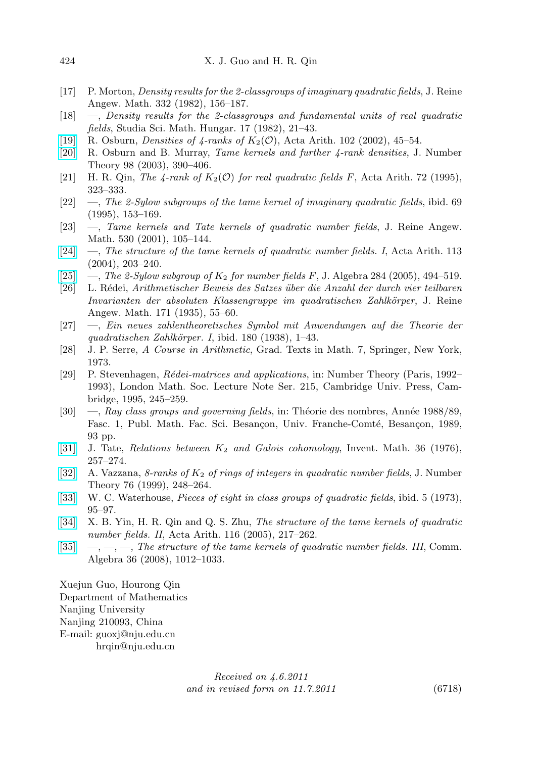[17] P. Morton, *Density results for the 2-classgroups of imaginary quadratic fields*, J. Reine Angew. Math. 332 (1982), 156–187.

[18] —, *Density results for the 2-classgroups and fundamental units of real quadratic fields*, Studia Sci. Math. Hungar. 17 (1982), 21–43.

[19] R. Osburn, *Densities of 4-ranks of $K_2(\mathcal{O})$*, Acta Arith. 102 (2002), 45–54.

[20] R. Osburn and B. Murray, *Tame kernels and further 4-rank densities*, J. Number Theory 98 (2003), 390–406.

[21] H. R. Qin, *The 4-rank of $K_2(\mathcal{O})$ for real quadratic fields $F$*, Acta Arith. 72 (1995), 323–333.

[22] —, *The 2-Sylow subgroups of the tame kernel of imaginary quadratic fields*, ibid. 69 (1995), 153–169.

[23] —, *Tame kernels and Tate kernels of quadratic number fields*, J. Reine Angew. Math. 530 (2001), 105–144.

[24] —, *The structure of the tame kernels of quadratic number fields. I*, Acta Arith. 113 (2004), 203–240.

[25] —, *The 2-Sylow subgroup of $K_2$ for number fields $F$*, J. Algebra 284 (2005), 494–519.

[26] L. Rédei, *Arithmetischer Beweis des Satzes über die Anzahl der durch vier teilbaren Invarianten der absoluten Klassengruppe im quadratischen Zahlkörper*, J. Reine Angew. Math. 171 (1935), 55–60.

[27] —, *Ein neues zahlentheoretisches Symbol mit Anwendungen auf die Theorie der quadratischen Zahlkörper. I*, ibid. 180 (1938), 1–43.

[28] J. P. Serre, *A Course in Arithmetic*, Grad. Texts in Math. 7, Springer, New York, 1973.

[29] P. Stevenhagen, *Rédei-matrices and applications*, in: Number Theory (Paris, 1992–1993), London Math. Soc. Lecture Note Ser. 215, Cambridge Univ. Press, Cambridge, 1995, 245–259.

[30] —, *Ray class groups and governing fields*, in: Théorie des nombres, Année 1988/89, Fasc. 1, Publ. Math. Fac. Sci. Besançon, Univ. Franche-Comté, Besançon, 1989, 93 pp.

[31] J. Tate, *Relations between $K_2$ and Galois cohomology*, Invent. Math. 36 (1976), 257–274.

[32] A. Vazzana, *8-ranks of $K_2$ of rings of integers in quadratic number fields*, J. Number Theory 76 (1999), 248–264.

[33] W. C. Waterhouse, *Pieces of eight in class groups of quadratic fields*, ibid. 5 (1973), 95–97.

[34] X. B. Yin, H. R. Qin and Q. S. Zhu, *The structure of the tame kernels of quadratic number fields. II*, Acta Arith. 116 (2005), 217–262.

[35] —, —, —, *The structure of the tame kernels of quadratic number fields. III*, Comm. Algebra 36 (2008), 1012–1033.

Xuejun Guo, Hourong Qin
Department of Mathematics
Nanjing University
Nanjing 210093, China
E-mail: guoxj@nju.edu.cn
hrqin@nju.edu.cn

*Received on 4.6.2011*
*and in revised form on 11.7.2011* (6718)